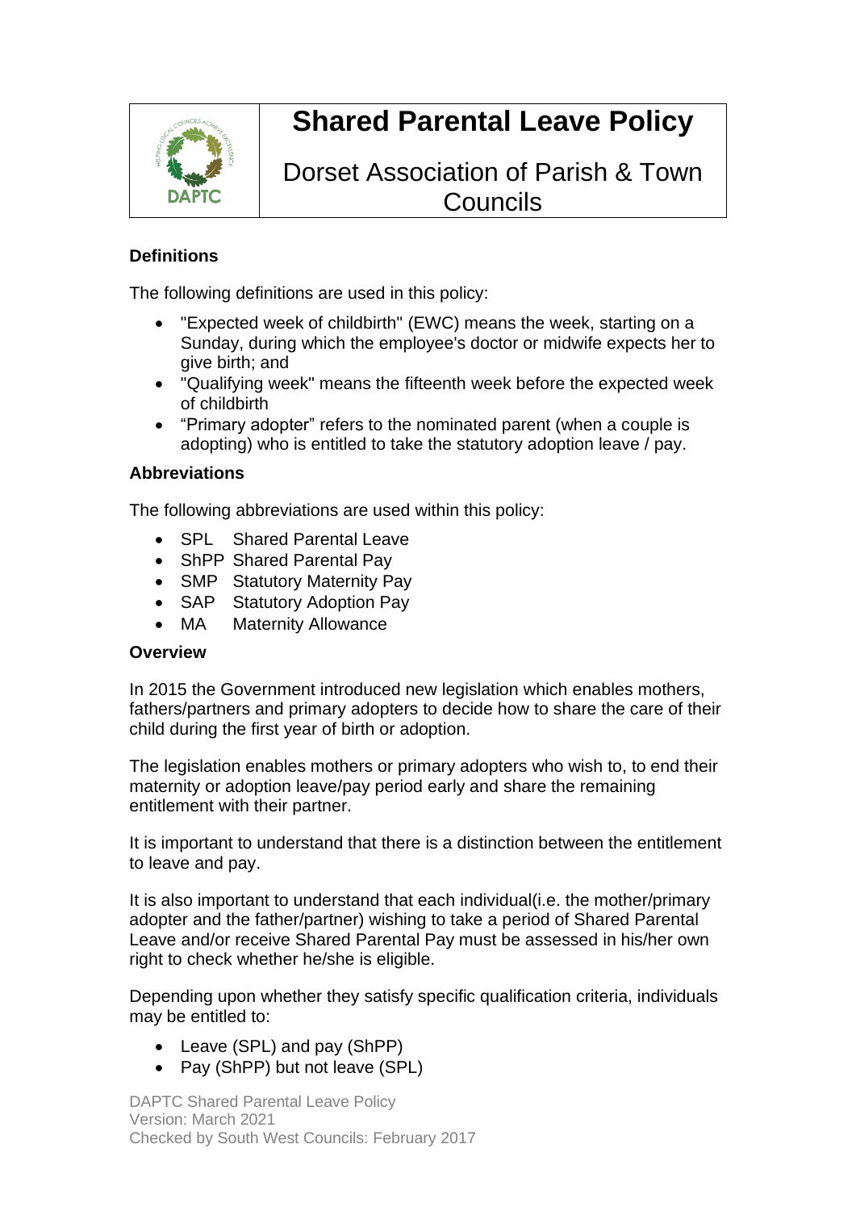# Shared Parental Leave Policy

## Dorset Association of Parish & Town Councils

### Definitions

The following definitions are used in this policy:

- "Expected week of childbirth" (EWC) means the week, starting on a Sunday, during which the employee's doctor or midwife expects her to give birth; and
- "Qualifying week" means the fifteenth week before the expected week of childbirth
- "Primary adopter" refers to the nominated parent (when a couple is adopting) who is entitled to take the statutory adoption leave / pay.

### Abbreviations

The following abbreviations are used within this policy:

- SPL Shared Parental Leave
- ShPP Shared Parental Pay
- SMP Statutory Maternity Pay
- SAP Statutory Adoption Pay
- MA Maternity Allowance

### Overview

In 2015 the Government introduced new legislation which enables mothers, fathers/partners and primary adopters to decide how to share the care of their child during the first year of birth or adoption.

The legislation enables mothers or primary adopters who wish to, to end their maternity or adoption leave/pay period early and share the remaining entitlement with their partner.

It is important to understand that there is a distinction between the entitlement to leave and pay.

It is also important to understand that each individual(i.e. the mother/primary adopter and the father/partner) wishing to take a period of Shared Parental Leave and/or receive Shared Parental Pay must be assessed in his/her own right to check whether he/she is eligible.

Depending upon whether they satisfy specific qualification criteria, individuals may be entitled to:

- Leave (SPL) and pay (ShPP)
- Pay (ShPP) but not leave (SPL)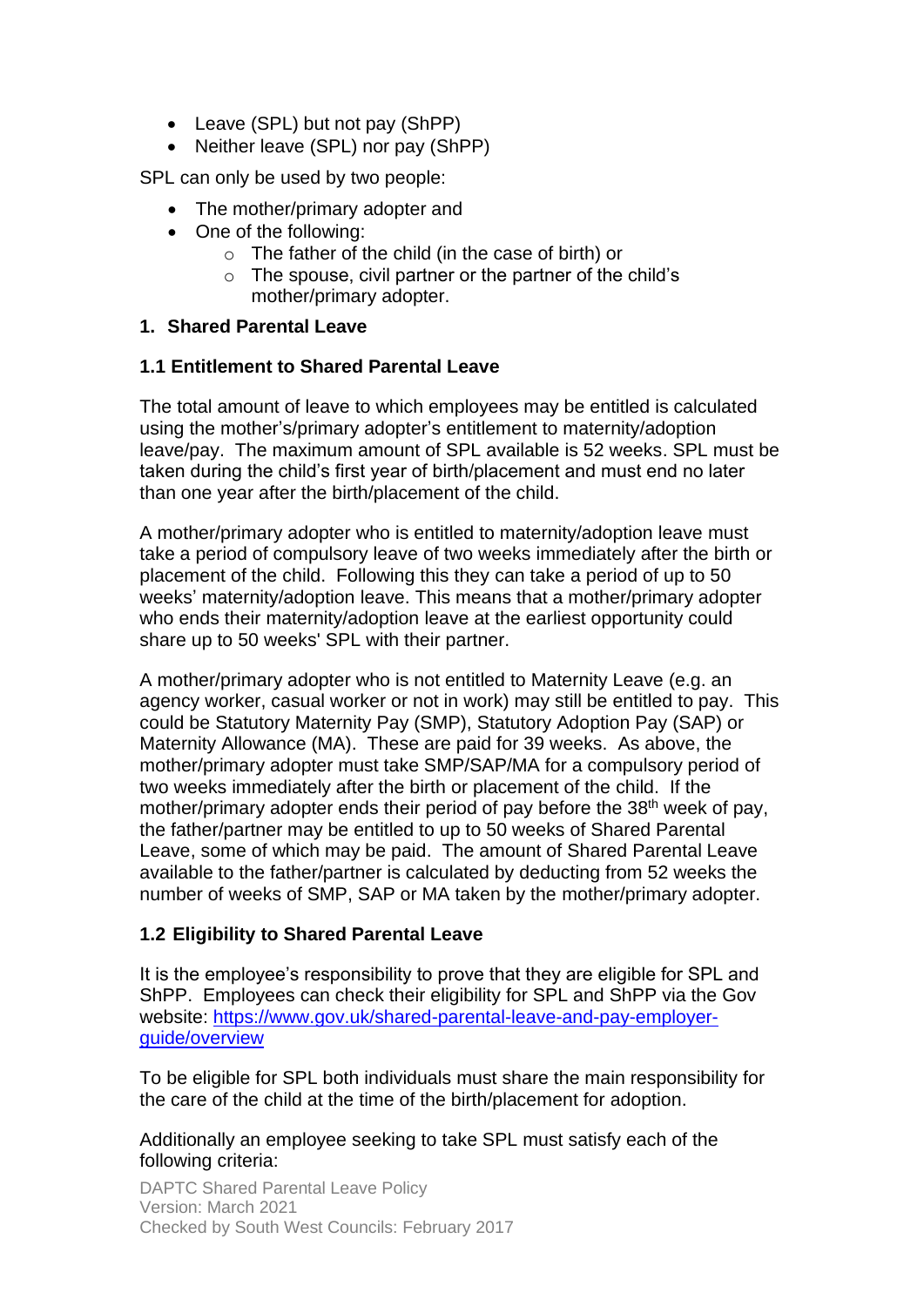- Leave (SPL) but not pay (ShPP)
- Neither leave (SPL) nor pay (ShPP)

SPL can only be used by two people:

- The mother/primary adopter and
- One of the following:
  - The father of the child (in the case of birth) or
  - The spouse, civil partner or the partner of the child's mother/primary adopter.

## 1. Shared Parental Leave

### 1.1 Entitlement to Shared Parental Leave

The total amount of leave to which employees may be entitled is calculated using the mother's/primary adopter's entitlement to maternity/adoption leave/pay. The maximum amount of SPL available is 52 weeks. SPL must be taken during the child's first year of birth/placement and must end no later than one year after the birth/placement of the child.

A mother/primary adopter who is entitled to maternity/adoption leave must take a period of compulsory leave of two weeks immediately after the birth or placement of the child. Following this they can take a period of up to 50 weeks' maternity/adoption leave. This means that a mother/primary adopter who ends their maternity/adoption leave at the earliest opportunity could share up to 50 weeks' SPL with their partner.

A mother/primary adopter who is not entitled to Maternity Leave (e.g. an agency worker, casual worker or not in work) may still be entitled to pay. This could be Statutory Maternity Pay (SMP), Statutory Adoption Pay (SAP) or Maternity Allowance (MA). These are paid for 39 weeks. As above, the mother/primary adopter must take SMP/SAP/MA for a compulsory period of two weeks immediately after the birth or placement of the child. If the mother/primary adopter ends their period of pay before the 38th week of pay, the father/partner may be entitled to up to 50 weeks of Shared Parental Leave, some of which may be paid. The amount of Shared Parental Leave available to the father/partner is calculated by deducting from 52 weeks the number of weeks of SMP, SAP or MA taken by the mother/primary adopter.

### 1.2 Eligibility to Shared Parental Leave

It is the employee's responsibility to prove that they are eligible for SPL and ShPP. Employees can check their eligibility for SPL and ShPP via the Gov website: [https://www.gov.uk/shared-parental-leave-and-pay-employer-guide/overview](https://www.gov.uk/shared-parental-leave-and-pay-employer-guide/overview)

To be eligible for SPL both individuals must share the main responsibility for the care of the child at the time of the birth/placement for adoption.

Additionally an employee seeking to take SPL must satisfy each of the following criteria: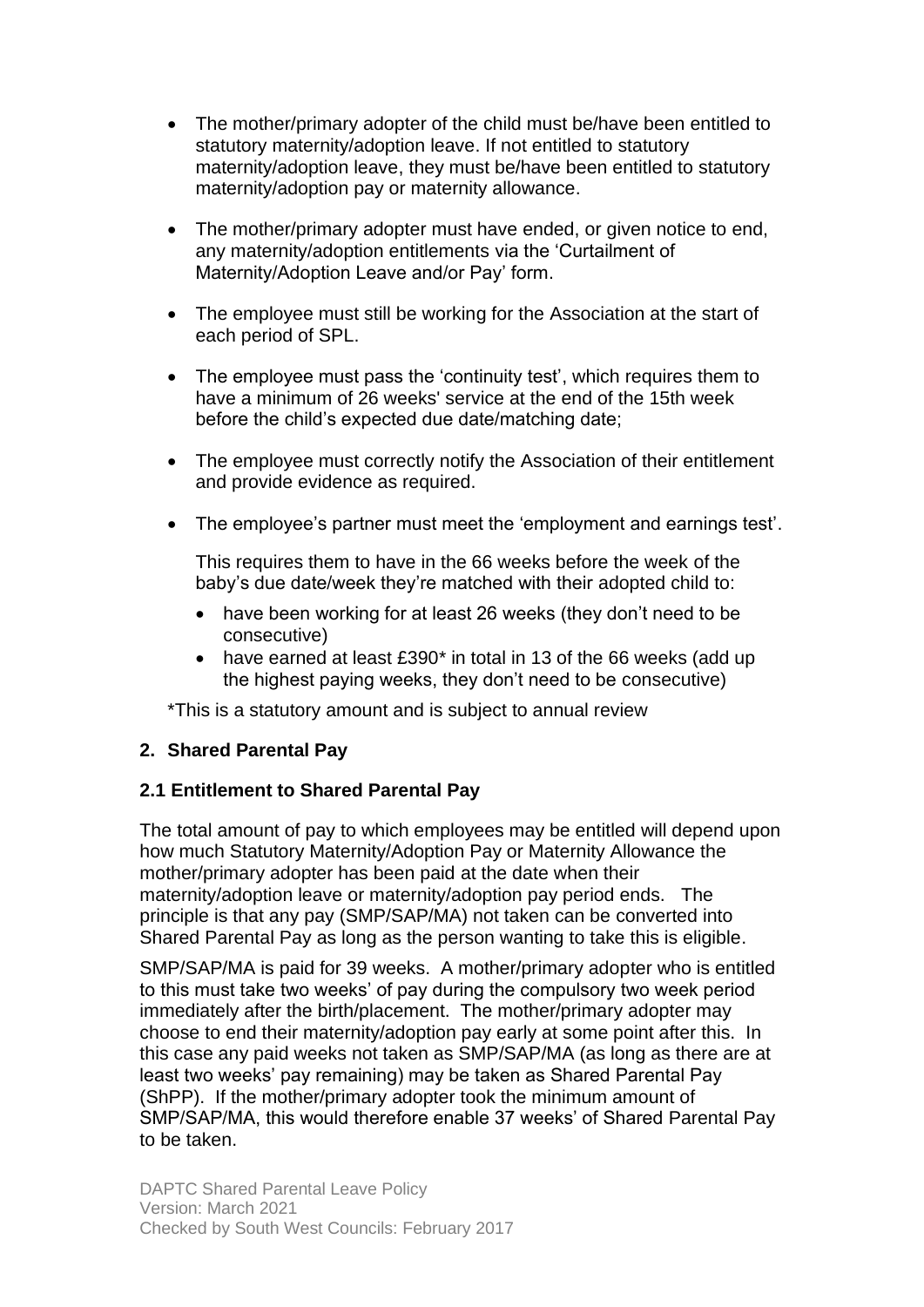- The mother/primary adopter of the child must be/have been entitled to statutory maternity/adoption leave. If not entitled to statutory maternity/adoption leave, they must be/have been entitled to statutory maternity/adoption pay or maternity allowance.
- The mother/primary adopter must have ended, or given notice to end, any maternity/adoption entitlements via the 'Curtailment of Maternity/Adoption Leave and/or Pay' form.
- The employee must still be working for the Association at the start of each period of SPL.
- The employee must pass the 'continuity test', which requires them to have a minimum of 26 weeks' service at the end of the 15th week before the child's expected due date/matching date;
- The employee must correctly notify the Association of their entitlement and provide evidence as required.
- The employee's partner must meet the 'employment and earnings test'.

  This requires them to have in the 66 weeks before the week of the baby's due date/week they're matched with their adopted child to:

  - have been working for at least 26 weeks (they don't need to be consecutive)
  - have earned at least £390* in total in 13 of the 66 weeks (add up the highest paying weeks, they don't need to be consecutive)

*This is a statutory amount and is subject to annual review

## 2. Shared Parental Pay

### 2.1 Entitlement to Shared Parental Pay

The total amount of pay to which employees may be entitled will depend upon how much Statutory Maternity/Adoption Pay or Maternity Allowance the mother/primary adopter has been paid at the date when their maternity/adoption leave or maternity/adoption pay period ends. The principle is that any pay (SMP/SAP/MA) not taken can be converted into Shared Parental Pay as long as the person wanting to take this is eligible.

SMP/SAP/MA is paid for 39 weeks. A mother/primary adopter who is entitled to this must take two weeks' of pay during the compulsory two week period immediately after the birth/placement. The mother/primary adopter may choose to end their maternity/adoption pay early at some point after this. In this case any paid weeks not taken as SMP/SAP/MA (as long as there are at least two weeks' pay remaining) may be taken as Shared Parental Pay (ShPP). If the mother/primary adopter took the minimum amount of SMP/SAP/MA, this would therefore enable 37 weeks' of Shared Parental Pay to be taken.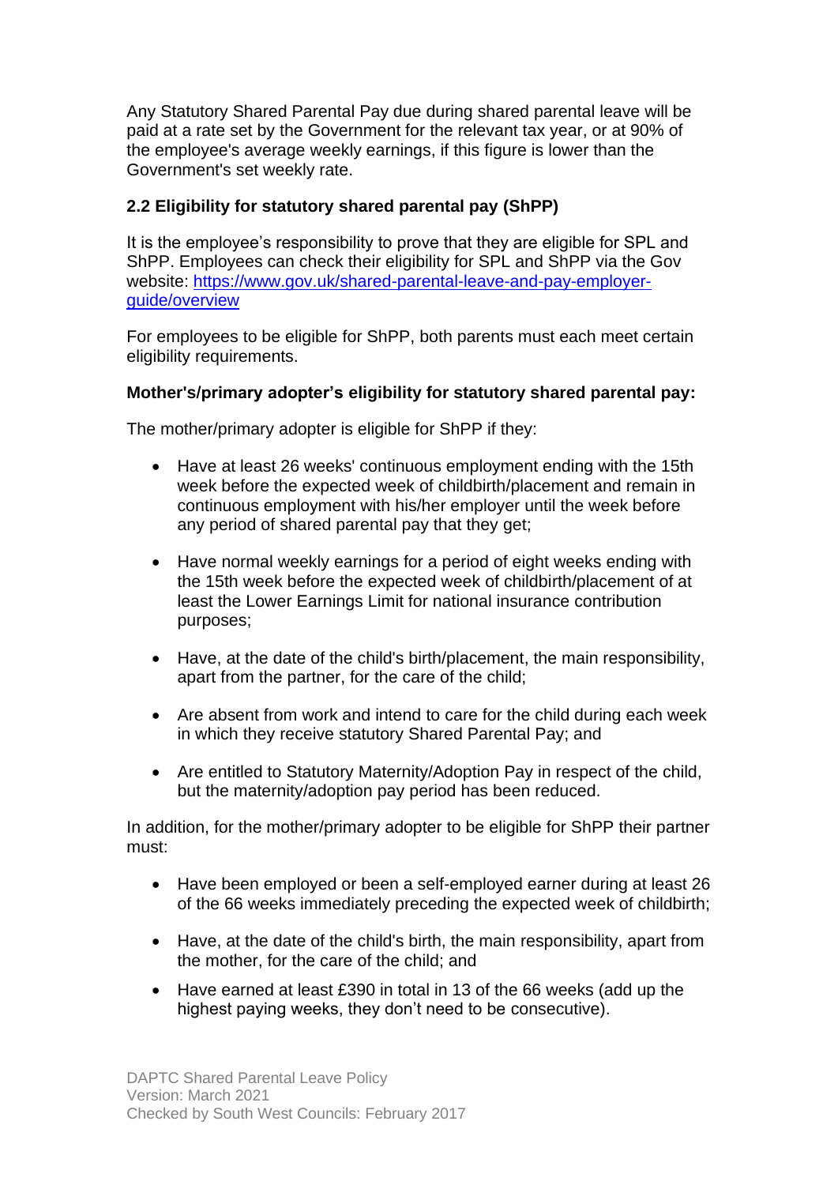Any Statutory Shared Parental Pay due during shared parental leave will be paid at a rate set by the Government for the relevant tax year, or at 90% of the employee's average weekly earnings, if this figure is lower than the Government's set weekly rate.

### 2.2 Eligibility for statutory shared parental pay (ShPP)

It is the employee's responsibility to prove that they are eligible for SPL and ShPP. Employees can check their eligibility for SPL and ShPP via the Gov website: [https://www.gov.uk/shared-parental-leave-and-pay-employer-guide/overview](https://www.gov.uk/shared-parental-leave-and-pay-employer-guide/overview)

For employees to be eligible for ShPP, both parents must each meet certain eligibility requirements.

**Mother's/primary adopter's eligibility for statutory shared parental pay:**

The mother/primary adopter is eligible for ShPP if they:

- Have at least 26 weeks' continuous employment ending with the 15th week before the expected week of childbirth/placement and remain in continuous employment with his/her employer until the week before any period of shared parental pay that they get;
- Have normal weekly earnings for a period of eight weeks ending with the 15th week before the expected week of childbirth/placement of at least the Lower Earnings Limit for national insurance contribution purposes;
- Have, at the date of the child's birth/placement, the main responsibility, apart from the partner, for the care of the child;
- Are absent from work and intend to care for the child during each week in which they receive statutory Shared Parental Pay; and
- Are entitled to Statutory Maternity/Adoption Pay in respect of the child, but the maternity/adoption pay period has been reduced.

In addition, for the mother/primary adopter to be eligible for ShPP their partner must:

- Have been employed or been a self-employed earner during at least 26 of the 66 weeks immediately preceding the expected week of childbirth;
- Have, at the date of the child's birth, the main responsibility, apart from the mother, for the care of the child; and
- Have earned at least £390 in total in 13 of the 66 weeks (add up the highest paying weeks, they don't need to be consecutive).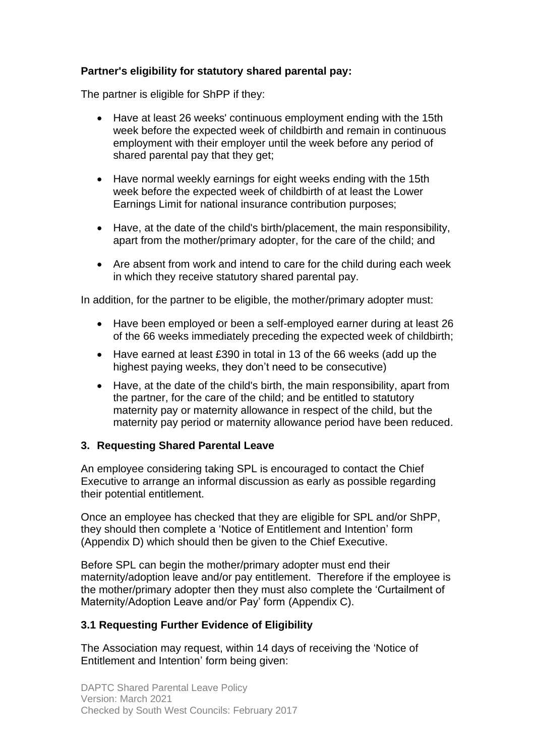**Partner's eligibility for statutory shared parental pay:**

The partner is eligible for ShPP if they:

- Have at least 26 weeks' continuous employment ending with the 15th week before the expected week of childbirth and remain in continuous employment with their employer until the week before any period of shared parental pay that they get;
- Have normal weekly earnings for eight weeks ending with the 15th week before the expected week of childbirth of at least the Lower Earnings Limit for national insurance contribution purposes;
- Have, at the date of the child's birth/placement, the main responsibility, apart from the mother/primary adopter, for the care of the child; and
- Are absent from work and intend to care for the child during each week in which they receive statutory shared parental pay.

In addition, for the partner to be eligible, the mother/primary adopter must:

- Have been employed or been a self-employed earner during at least 26 of the 66 weeks immediately preceding the expected week of childbirth;
- Have earned at least £390 in total in 13 of the 66 weeks (add up the highest paying weeks, they don't need to be consecutive)
- Have, at the date of the child's birth, the main responsibility, apart from the partner, for the care of the child; and be entitled to statutory maternity pay or maternity allowance in respect of the child, but the maternity pay period or maternity allowance period have been reduced.

## 3. Requesting Shared Parental Leave

An employee considering taking SPL is encouraged to contact the Chief Executive to arrange an informal discussion as early as possible regarding their potential entitlement.

Once an employee has checked that they are eligible for SPL and/or ShPP, they should then complete a 'Notice of Entitlement and Intention' form (Appendix D) which should then be given to the Chief Executive.

Before SPL can begin the mother/primary adopter must end their maternity/adoption leave and/or pay entitlement. Therefore if the employee is the mother/primary adopter then they must also complete the 'Curtailment of Maternity/Adoption Leave and/or Pay' form (Appendix C).

### 3.1 Requesting Further Evidence of Eligibility

The Association may request, within 14 days of receiving the 'Notice of Entitlement and Intention' form being given: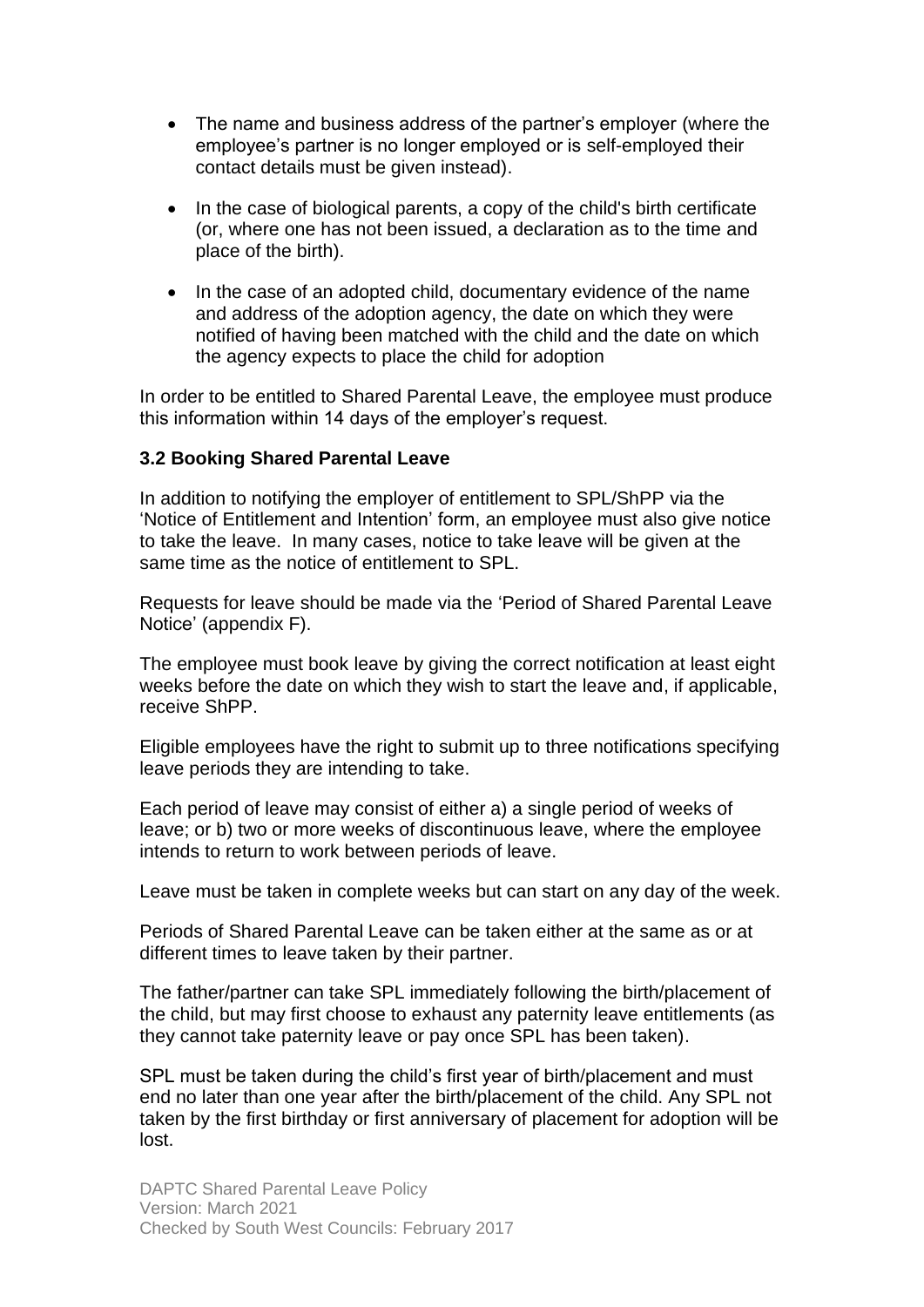- The name and business address of the partner's employer (where the employee's partner is no longer employed or is self-employed their contact details must be given instead).

- In the case of biological parents, a copy of the child's birth certificate (or, where one has not been issued, a declaration as to the time and place of the birth).

- In the case of an adopted child, documentary evidence of the name and address of the adoption agency, the date on which they were notified of having been matched with the child and the date on which the agency expects to place the child for adoption

In order to be entitled to Shared Parental Leave, the employee must produce this information within 14 days of the employer's request.

### 3.2 Booking Shared Parental Leave

In addition to notifying the employer of entitlement to SPL/ShPP via the 'Notice of Entitlement and Intention' form, an employee must also give notice to take the leave. In many cases, notice to take leave will be given at the same time as the notice of entitlement to SPL.

Requests for leave should be made via the 'Period of Shared Parental Leave Notice' (appendix F).

The employee must book leave by giving the correct notification at least eight weeks before the date on which they wish to start the leave and, if applicable, receive ShPP.

Eligible employees have the right to submit up to three notifications specifying leave periods they are intending to take.

Each period of leave may consist of either a) a single period of weeks of leave; or b) two or more weeks of discontinuous leave, where the employee intends to return to work between periods of leave.

Leave must be taken in complete weeks but can start on any day of the week.

Periods of Shared Parental Leave can be taken either at the same as or at different times to leave taken by their partner.

The father/partner can take SPL immediately following the birth/placement of the child, but may first choose to exhaust any paternity leave entitlements (as they cannot take paternity leave or pay once SPL has been taken).

SPL must be taken during the child's first year of birth/placement and must end no later than one year after the birth/placement of the child. Any SPL not taken by the first birthday or first anniversary of placement for adoption will be lost.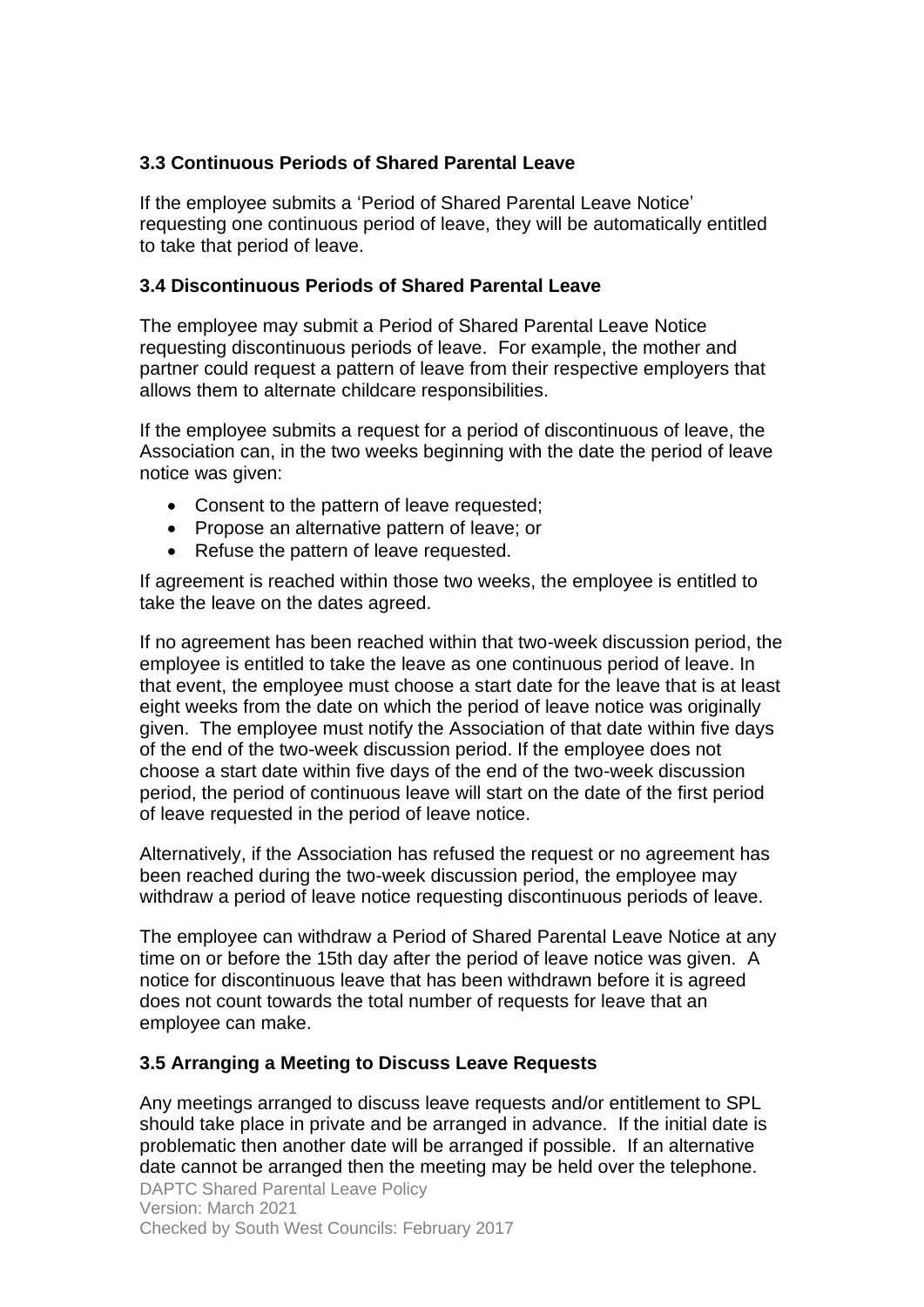### 3.3 Continuous Periods of Shared Parental Leave

If the employee submits a 'Period of Shared Parental Leave Notice' requesting one continuous period of leave, they will be automatically entitled to take that period of leave.

### 3.4 Discontinuous Periods of Shared Parental Leave

The employee may submit a Period of Shared Parental Leave Notice requesting discontinuous periods of leave. For example, the mother and partner could request a pattern of leave from their respective employers that allows them to alternate childcare responsibilities.

If the employee submits a request for a period of discontinuous of leave, the Association can, in the two weeks beginning with the date the period of leave notice was given:

- Consent to the pattern of leave requested;
- Propose an alternative pattern of leave; or
- Refuse the pattern of leave requested.

If agreement is reached within those two weeks, the employee is entitled to take the leave on the dates agreed.

If no agreement has been reached within that two-week discussion period, the employee is entitled to take the leave as one continuous period of leave. In that event, the employee must choose a start date for the leave that is at least eight weeks from the date on which the period of leave notice was originally given. The employee must notify the Association of that date within five days of the end of the two-week discussion period. If the employee does not choose a start date within five days of the end of the two-week discussion period, the period of continuous leave will start on the date of the first period of leave requested in the period of leave notice.

Alternatively, if the Association has refused the request or no agreement has been reached during the two-week discussion period, the employee may withdraw a period of leave notice requesting discontinuous periods of leave.

The employee can withdraw a Period of Shared Parental Leave Notice at any time on or before the 15th day after the period of leave notice was given. A notice for discontinuous leave that has been withdrawn before it is agreed does not count towards the total number of requests for leave that an employee can make.

### 3.5 Arranging a Meeting to Discuss Leave Requests

Any meetings arranged to discuss leave requests and/or entitlement to SPL should take place in private and be arranged in advance. If the initial date is problematic then another date will be arranged if possible. If an alternative date cannot be arranged then the meeting may be held over the telephone.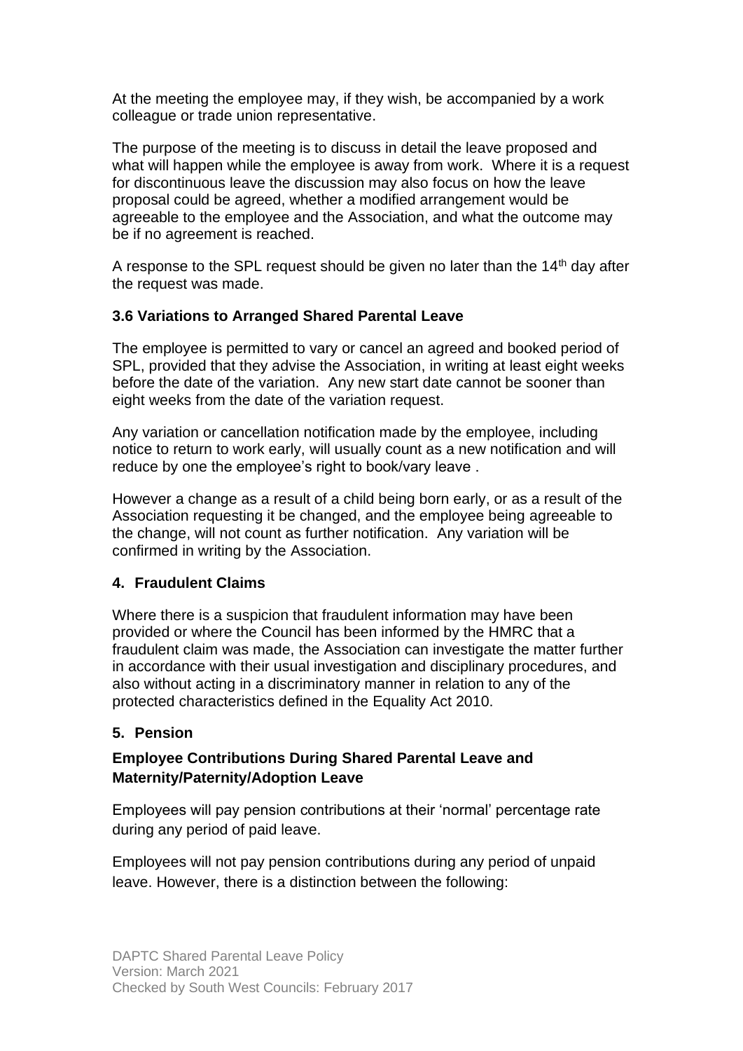At the meeting the employee may, if they wish, be accompanied by a work colleague or trade union representative.

The purpose of the meeting is to discuss in detail the leave proposed and what will happen while the employee is away from work. Where it is a request for discontinuous leave the discussion may also focus on how the leave proposal could be agreed, whether a modified arrangement would be agreeable to the employee and the Association, and what the outcome may be if no agreement is reached.

A response to the SPL request should be given no later than the 14th day after the request was made.

### 3.6 Variations to Arranged Shared Parental Leave

The employee is permitted to vary or cancel an agreed and booked period of SPL, provided that they advise the Association, in writing at least eight weeks before the date of the variation. Any new start date cannot be sooner than eight weeks from the date of the variation request.

Any variation or cancellation notification made by the employee, including notice to return to work early, will usually count as a new notification and will reduce by one the employee's right to book/vary leave .

However a change as a result of a child being born early, or as a result of the Association requesting it be changed, and the employee being agreeable to the change, will not count as further notification. Any variation will be confirmed in writing by the Association.

## 4. Fraudulent Claims

Where there is a suspicion that fraudulent information may have been provided or where the Council has been informed by the HMRC that a fraudulent claim was made, the Association can investigate the matter further in accordance with their usual investigation and disciplinary procedures, and also without acting in a discriminatory manner in relation to any of the protected characteristics defined in the Equality Act 2010.

## 5. Pension

### Employee Contributions During Shared Parental Leave and Maternity/Paternity/Adoption Leave

Employees will pay pension contributions at their 'normal' percentage rate during any period of paid leave.

Employees will not pay pension contributions during any period of unpaid leave. However, there is a distinction between the following: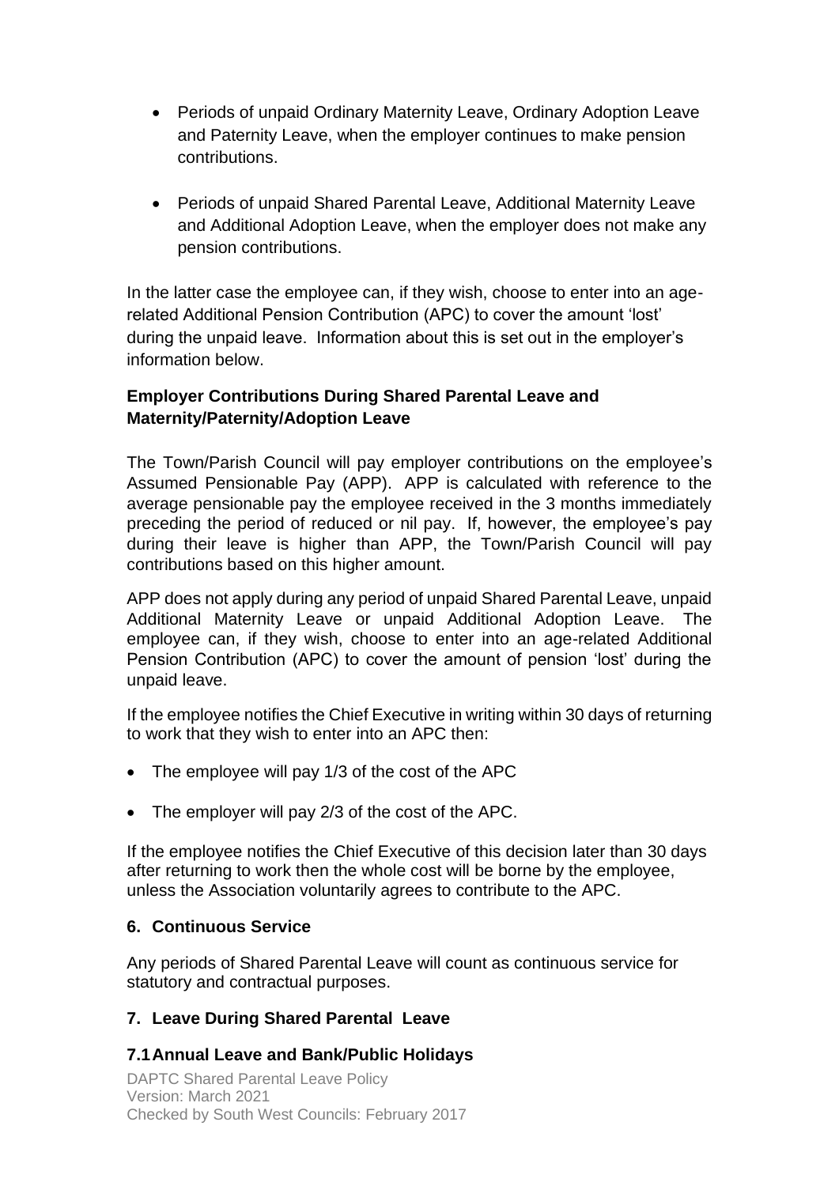- Periods of unpaid Ordinary Maternity Leave, Ordinary Adoption Leave and Paternity Leave, when the employer continues to make pension contributions.

- Periods of unpaid Shared Parental Leave, Additional Maternity Leave and Additional Adoption Leave, when the employer does not make any pension contributions.

In the latter case the employee can, if they wish, choose to enter into an age-related Additional Pension Contribution (APC) to cover the amount 'lost' during the unpaid leave. Information about this is set out in the employer's information below.

**Employer Contributions During Shared Parental Leave and Maternity/Paternity/Adoption Leave**

The Town/Parish Council will pay employer contributions on the employee's Assumed Pensionable Pay (APP). APP is calculated with reference to the average pensionable pay the employee received in the 3 months immediately preceding the period of reduced or nil pay. If, however, the employee's pay during their leave is higher than APP, the Town/Parish Council will pay contributions based on this higher amount.

APP does not apply during any period of unpaid Shared Parental Leave, unpaid Additional Maternity Leave or unpaid Additional Adoption Leave. The employee can, if they wish, choose to enter into an age-related Additional Pension Contribution (APC) to cover the amount of pension 'lost' during the unpaid leave.

If the employee notifies the Chief Executive in writing within 30 days of returning to work that they wish to enter into an APC then:

- The employee will pay 1/3 of the cost of the APC
- The employer will pay 2/3 of the cost of the APC.

If the employee notifies the Chief Executive of this decision later than 30 days after returning to work then the whole cost will be borne by the employee, unless the Association voluntarily agrees to contribute to the APC.

## 6. Continuous Service

Any periods of Shared Parental Leave will count as continuous service for statutory and contractual purposes.

## 7. Leave During Shared Parental Leave

### 7.1 Annual Leave and Bank/Public Holidays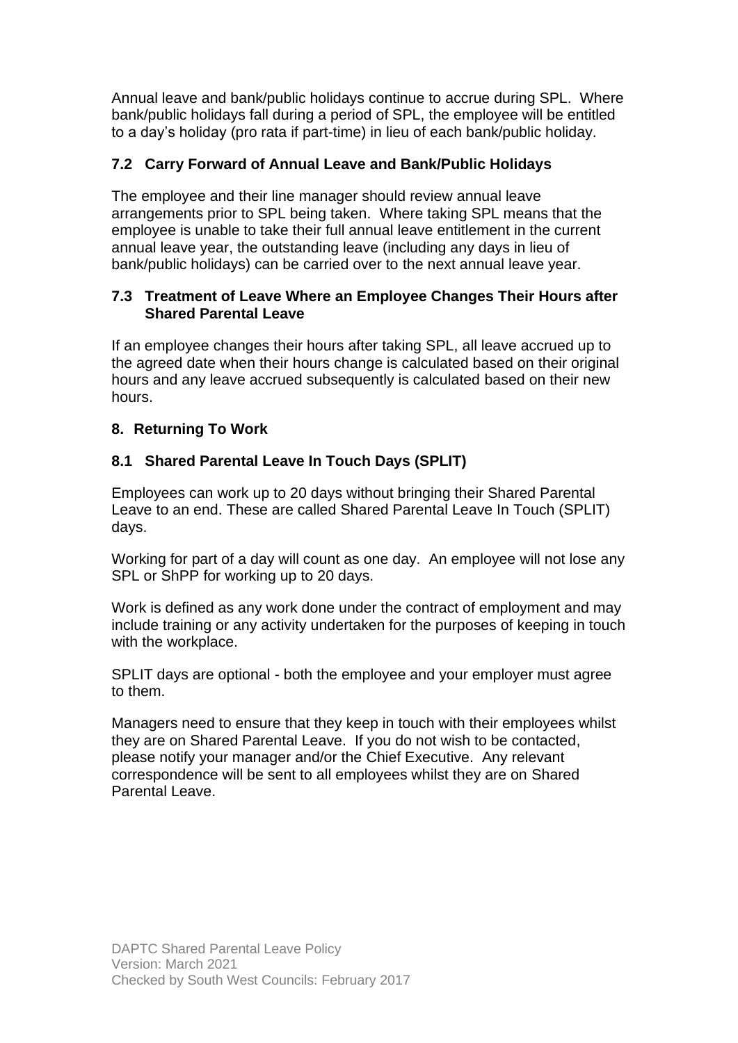Annual leave and bank/public holidays continue to accrue during SPL. Where bank/public holidays fall during a period of SPL, the employee will be entitled to a day's holiday (pro rata if part-time) in lieu of each bank/public holiday.

### 7.2 Carry Forward of Annual Leave and Bank/Public Holidays

The employee and their line manager should review annual leave arrangements prior to SPL being taken. Where taking SPL means that the employee is unable to take their full annual leave entitlement in the current annual leave year, the outstanding leave (including any days in lieu of bank/public holidays) can be carried over to the next annual leave year.

### 7.3 Treatment of Leave Where an Employee Changes Their Hours after Shared Parental Leave

If an employee changes their hours after taking SPL, all leave accrued up to the agreed date when their hours change is calculated based on their original hours and any leave accrued subsequently is calculated based on their new hours.

## 8. Returning To Work

### 8.1 Shared Parental Leave In Touch Days (SPLIT)

Employees can work up to 20 days without bringing their Shared Parental Leave to an end. These are called Shared Parental Leave In Touch (SPLIT) days.

Working for part of a day will count as one day. An employee will not lose any SPL or ShPP for working up to 20 days.

Work is defined as any work done under the contract of employment and may include training or any activity undertaken for the purposes of keeping in touch with the workplace.

SPLIT days are optional - both the employee and your employer must agree to them.

Managers need to ensure that they keep in touch with their employees whilst they are on Shared Parental Leave. If you do not wish to be contacted, please notify your manager and/or the Chief Executive. Any relevant correspondence will be sent to all employees whilst they are on Shared Parental Leave.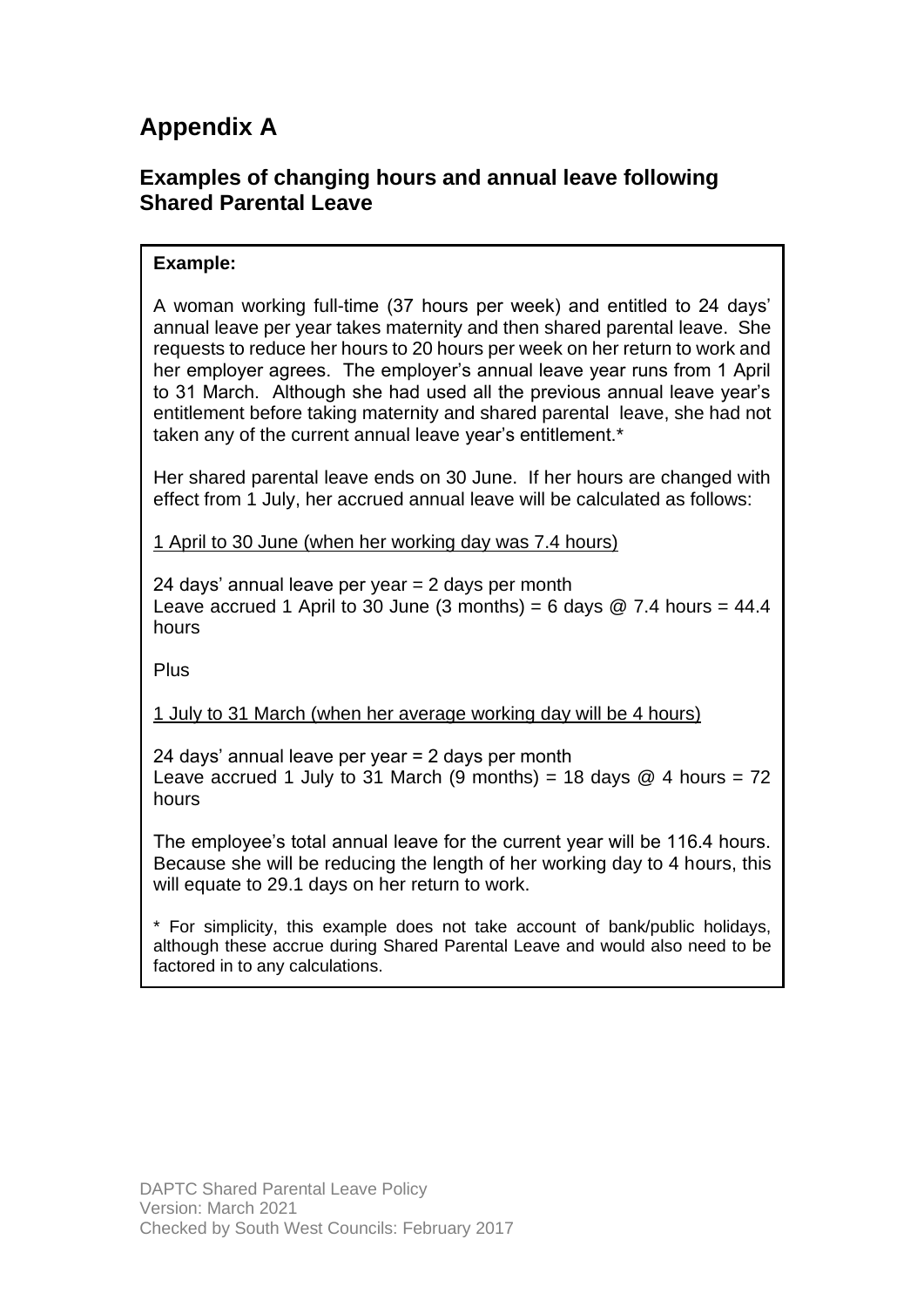# Appendix A

## Examples of changing hours and annual leave following Shared Parental Leave

**Example:**

A woman working full-time (37 hours per week) and entitled to 24 days' annual leave per year takes maternity and then shared parental leave. She requests to reduce her hours to 20 hours per week on her return to work and her employer agrees. The employer's annual leave year runs from 1 April to 31 March. Although she had used all the previous annual leave year's entitlement before taking maternity and shared parental leave, she had not taken any of the current annual leave year's entitlement.*

Her shared parental leave ends on 30 June. If her hours are changed with effect from 1 July, her accrued annual leave will be calculated as follows:

<u>1 April to 30 June (when her working day was 7.4 hours)</u>

24 days' annual leave per year = 2 days per month
Leave accrued 1 April to 30 June (3 months) = 6 days @ 7.4 hours = 44.4 hours

Plus

<u>1 July to 31 March (when her average working day will be 4 hours)</u>

24 days' annual leave per year = 2 days per month
Leave accrued 1 July to 31 March (9 months) = 18 days @ 4 hours = 72 hours

The employee's total annual leave for the current year will be 116.4 hours. Because she will be reducing the length of her working day to 4 hours, this will equate to 29.1 days on her return to work.

* For simplicity, this example does not take account of bank/public holidays, although these accrue during Shared Parental Leave and would also need to be factored in to any calculations.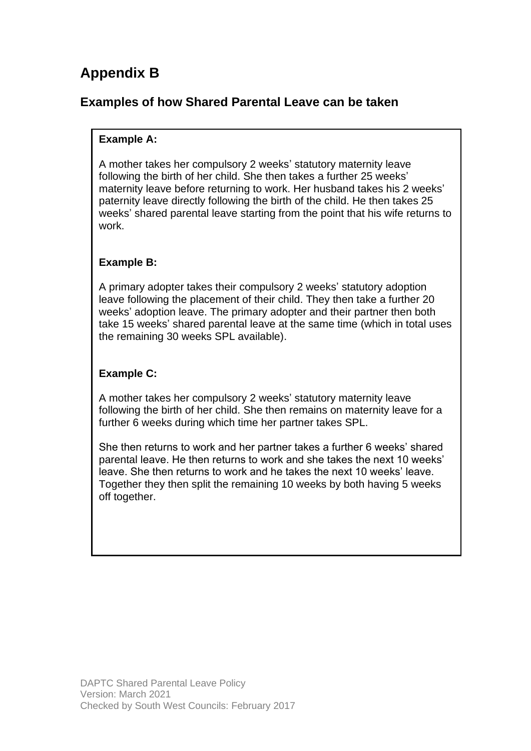# Appendix B

## Examples of how Shared Parental Leave can be taken

**Example A:**

A mother takes her compulsory 2 weeks' statutory maternity leave following the birth of her child. She then takes a further 25 weeks' maternity leave before returning to work. Her husband takes his 2 weeks' paternity leave directly following the birth of the child. He then takes 25 weeks' shared parental leave starting from the point that his wife returns to work.

**Example B:**

A primary adopter takes their compulsory 2 weeks' statutory adoption leave following the placement of their child. They then take a further 20 weeks' adoption leave. The primary adopter and their partner then both take 15 weeks' shared parental leave at the same time (which in total uses the remaining 30 weeks SPL available).

**Example C:**

A mother takes her compulsory 2 weeks' statutory maternity leave following the birth of her child. She then remains on maternity leave for a further 6 weeks during which time her partner takes SPL.

She then returns to work and her partner takes a further 6 weeks' shared parental leave. He then returns to work and she takes the next 10 weeks' leave. She then returns to work and he takes the next 10 weeks' leave. Together they then split the remaining 10 weeks by both having 5 weeks off together.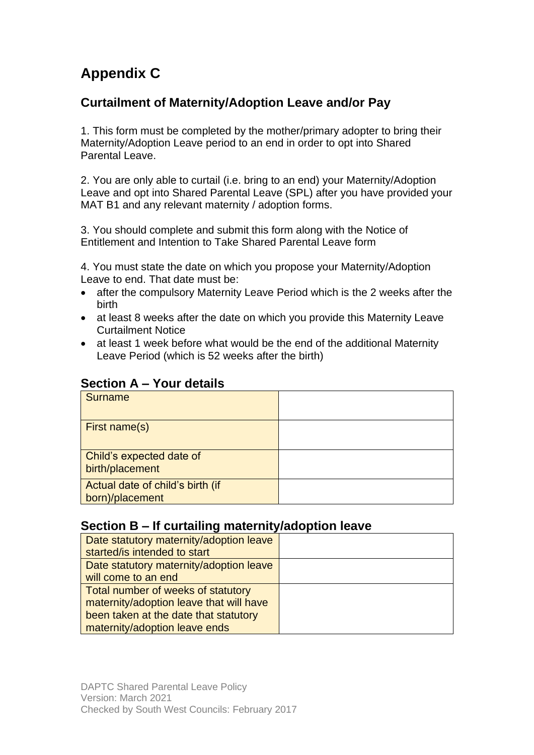# Appendix C

## Curtailment of Maternity/Adoption Leave and/or Pay

1. This form must be completed by the mother/primary adopter to bring their Maternity/Adoption Leave period to an end in order to opt into Shared Parental Leave.

2. You are only able to curtail (i.e. bring to an end) your Maternity/Adoption Leave and opt into Shared Parental Leave (SPL) after you have provided your MAT B1 and any relevant maternity / adoption forms.

3. You should complete and submit this form along with the Notice of Entitlement and Intention to Take Shared Parental Leave form

4. You must state the date on which you propose your Maternity/Adoption Leave to end. That date must be:

- after the compulsory Maternity Leave Period which is the 2 weeks after the birth
- at least 8 weeks after the date on which you provide this Maternity Leave Curtailment Notice
- at least 1 week before what would be the end of the additional Maternity Leave Period (which is 52 weeks after the birth)

## Section A – Your details

| | |
|---|---|
| Surname | |
| First name(s) | |
| Child's expected date of birth/placement | |
| Actual date of child's birth (if born)/placement | |

## Section B – If curtailing maternity/adoption leave

| | |
|---|---|
| Date statutory maternity/adoption leave started/is intended to start | |
| Date statutory maternity/adoption leave will come to an end | |
| Total number of weeks of statutory maternity/adoption leave that will have been taken at the date that statutory maternity/adoption leave ends | |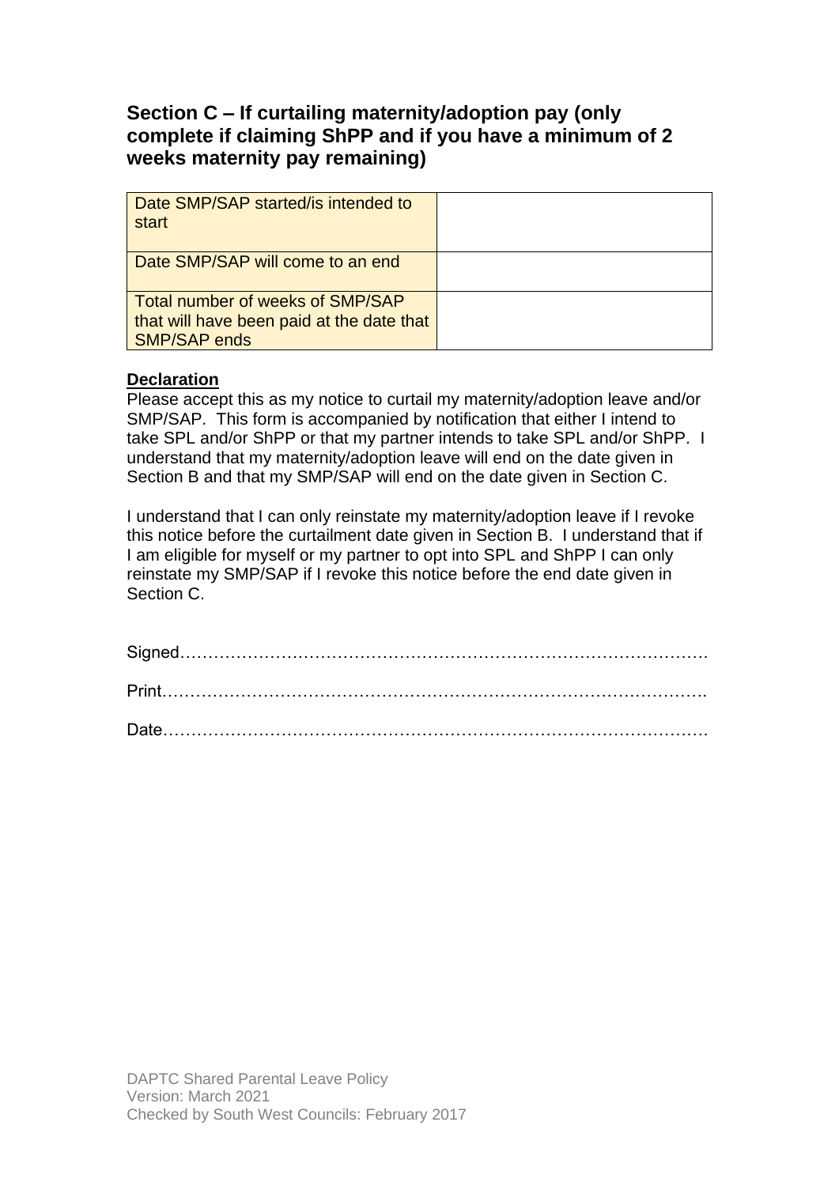## Section C – If curtailing maternity/adoption pay (only complete if claiming ShPP and if you have a minimum of 2 weeks maternity pay remaining)

| | |
|---|---|
| Date SMP/SAP started/is intended to start | |
| Date SMP/SAP will come to an end | |
| Total number of weeks of SMP/SAP that will have been paid at the date that SMP/SAP ends | |

**Declaration**

Please accept this as my notice to curtail my maternity/adoption leave and/or SMP/SAP. This form is accompanied by notification that either I intend to take SPL and/or ShPP or that my partner intends to take SPL and/or ShPP. I understand that my maternity/adoption leave will end on the date given in Section B and that my SMP/SAP will end on the date given in Section C.

I understand that I can only reinstate my maternity/adoption leave if I revoke this notice before the curtailment date given in Section B. I understand that if I am eligible for myself or my partner to opt into SPL and ShPP I can only reinstate my SMP/SAP if I revoke this notice before the end date given in Section C.

Signed…………………………………………………………………………………

Print……………………………………………………………………………………

Date……………………………………………………………………………………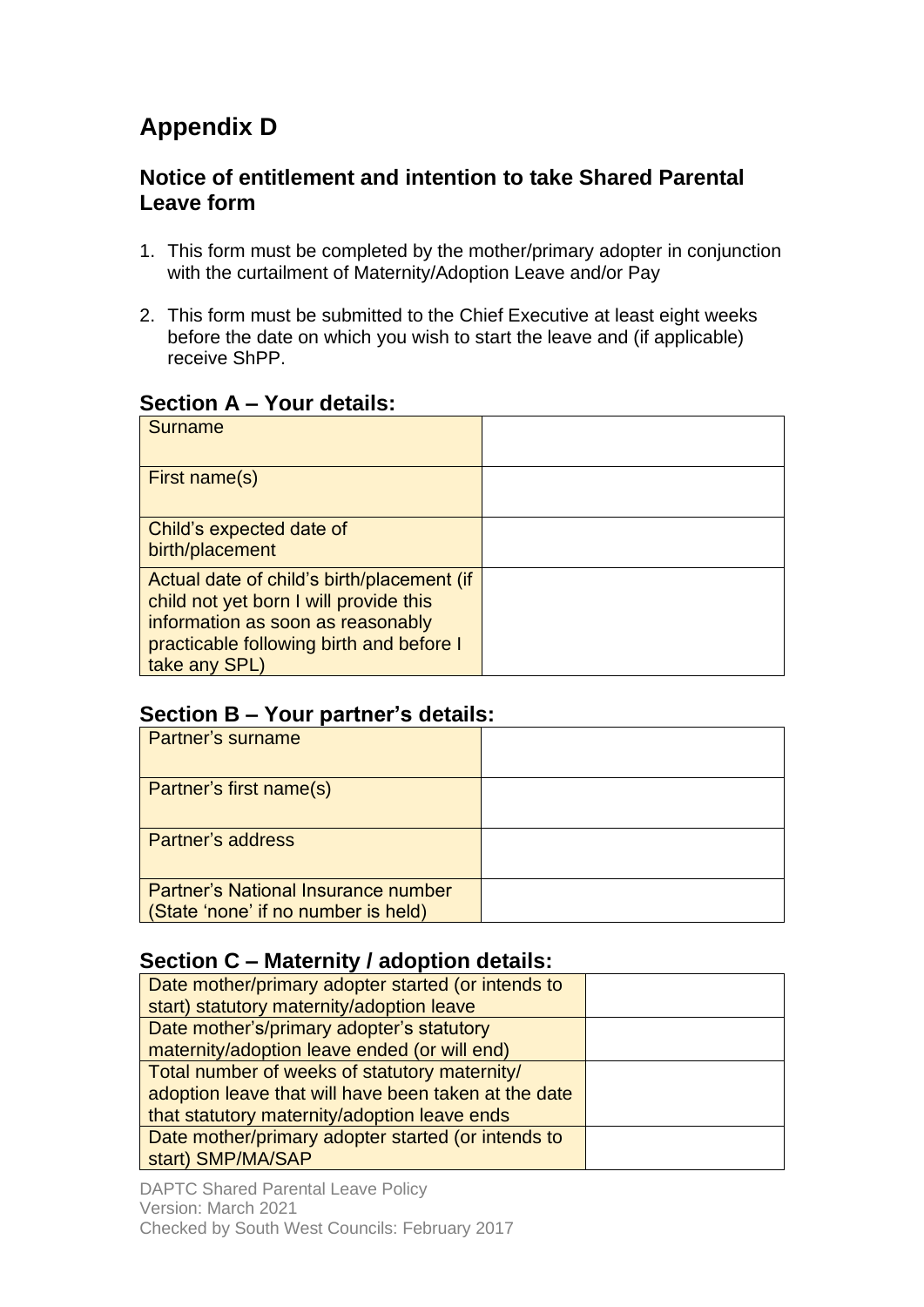# Appendix D

## Notice of entitlement and intention to take Shared Parental Leave form

1. This form must be completed by the mother/primary adopter in conjunction with the curtailment of Maternity/Adoption Leave and/or Pay
2. This form must be submitted to the Chief Executive at least eight weeks before the date on which you wish to start the leave and (if applicable) receive ShPP.

### Section A – Your details:

| | |
|---|---|
| Surname | |
| First name(s) | |
| Child's expected date of birth/placement | |
| Actual date of child's birth/placement (if child not yet born I will provide this information as soon as reasonably practicable following birth and before I take any SPL) | |

### Section B – Your partner's details:

| | |
|---|---|
| Partner's surname | |
| Partner's first name(s) | |
| Partner's address | |
| Partner's National Insurance number (State 'none' if no number is held) | |

### Section C – Maternity / adoption details:

| | |
|---|---|
| Date mother/primary adopter started (or intends to start) statutory maternity/adoption leave | |
| Date mother's/primary adopter's statutory maternity/adoption leave ended (or will end) | |
| Total number of weeks of statutory maternity/ adoption leave that will have been taken at the date that statutory maternity/adoption leave ends | |
| Date mother/primary adopter started (or intends to start) SMP/MA/SAP | |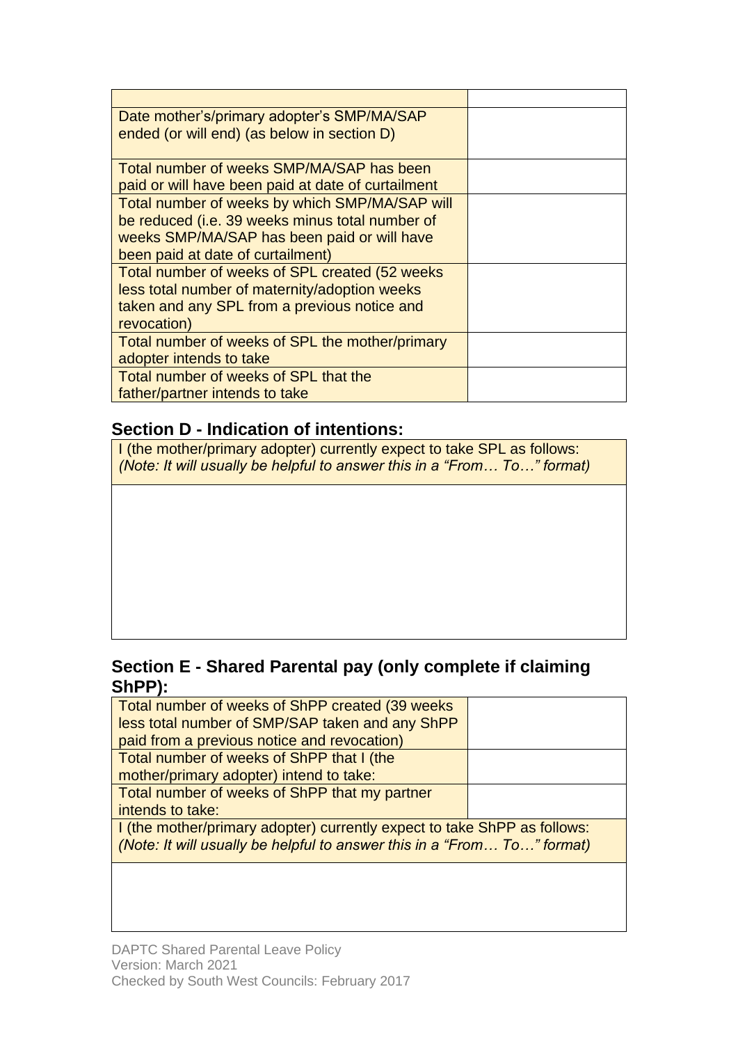| | |
|---|---|
| Date mother's/primary adopter's SMP/MA/SAP ended (or will end) (as below in section D) | |
| Total number of weeks SMP/MA/SAP has been paid or will have been paid at date of curtailment | |
| Total number of weeks by which SMP/MA/SAP will be reduced (i.e. 39 weeks minus total number of weeks SMP/MA/SAP has been paid or will have been paid at date of curtailment) | |
| Total number of weeks of SPL created (52 weeks less total number of maternity/adoption weeks taken and any SPL from a previous notice and revocation) | |
| Total number of weeks of SPL the mother/primary adopter intends to take | |
| Total number of weeks of SPL that the father/partner intends to take | |

## Section D - Indication of intentions:

| I (the mother/primary adopter) currently expect to take SPL as follows: *(Note: It will usually be helpful to answer this in a "From… To…" format)* |
|---|
| |

## Section E - Shared Parental pay (only complete if claiming ShPP):

| | |
|---|---|
| Total number of weeks of ShPP created (39 weeks less total number of SMP/SAP taken and any ShPP paid from a previous notice and revocation) | |
| Total number of weeks of ShPP that I (the mother/primary adopter) intend to take: | |
| Total number of weeks of ShPP that my partner intends to take: | |
| I (the mother/primary adopter) currently expect to take ShPP as follows: *(Note: It will usually be helpful to answer this in a "From… To…" format)* | |
| | |

DAPTC Shared Parental Leave Policy
Version: March 2021
Checked by South West Councils: February 2017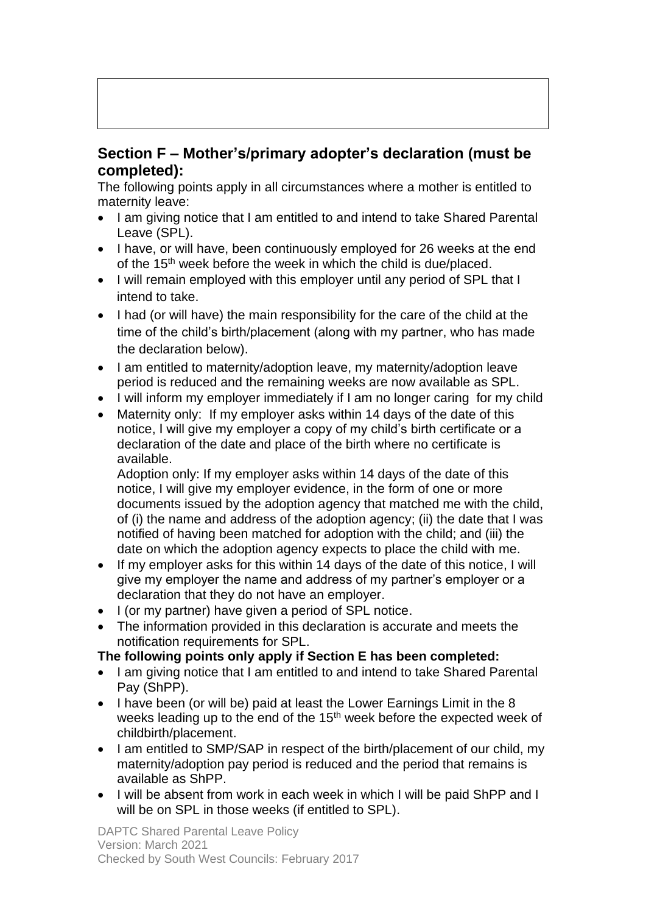## Section F – Mother's/primary adopter's declaration (must be completed):

The following points apply in all circumstances where a mother is entitled to maternity leave:

- I am giving notice that I am entitled to and intend to take Shared Parental Leave (SPL).
- I have, or will have, been continuously employed for 26 weeks at the end of the 15th week before the week in which the child is due/placed.
- I will remain employed with this employer until any period of SPL that I intend to take.
- I had (or will have) the main responsibility for the care of the child at the time of the child's birth/placement (along with my partner, who has made the declaration below).
- I am entitled to maternity/adoption leave, my maternity/adoption leave period is reduced and the remaining weeks are now available as SPL.
- I will inform my employer immediately if I am no longer caring for my child
- Maternity only: If my employer asks within 14 days of the date of this notice, I will give my employer a copy of my child's birth certificate or a declaration of the date and place of the birth where no certificate is available.

  Adoption only: If my employer asks within 14 days of the date of this notice, I will give my employer evidence, in the form of one or more documents issued by the adoption agency that matched me with the child, of (i) the name and address of the adoption agency; (ii) the date that I was notified of having been matched for adoption with the child; and (iii) the date on which the adoption agency expects to place the child with me.
- If my employer asks for this within 14 days of the date of this notice, I will give my employer the name and address of my partner's employer or a declaration that they do not have an employer.
- I (or my partner) have given a period of SPL notice.
- The information provided in this declaration is accurate and meets the notification requirements for SPL.

**The following points only apply if Section E has been completed:**

- I am giving notice that I am entitled to and intend to take Shared Parental Pay (ShPP).
- I have been (or will be) paid at least the Lower Earnings Limit in the 8 weeks leading up to the end of the 15th week before the expected week of childbirth/placement.
- I am entitled to SMP/SAP in respect of the birth/placement of our child, my maternity/adoption pay period is reduced and the period that remains is available as ShPP.
- I will be absent from work in each week in which I will be paid ShPP and I will be on SPL in those weeks (if entitled to SPL).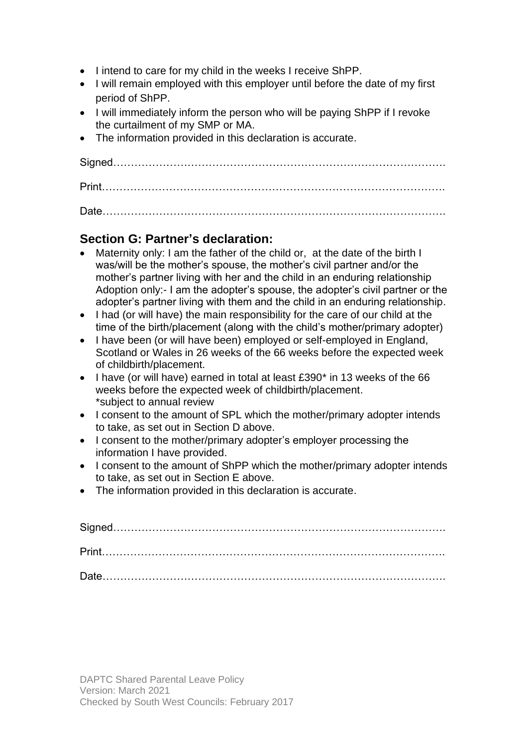- I intend to care for my child in the weeks I receive ShPP.
- I will remain employed with this employer until before the date of my first period of ShPP.
- I will immediately inform the person who will be paying ShPP if I revoke the curtailment of my SMP or MA.
- The information provided in this declaration is accurate.

Signed…………………………………………………………………………………

Print……………………………………………………………………………………

Date……………………………………………………………………………………

## Section G: Partner's declaration:

- Maternity only: I am the father of the child or, at the date of the birth I was/will be the mother's spouse, the mother's civil partner and/or the mother's partner living with her and the child in an enduring relationship Adoption only:- I am the adopter's spouse, the adopter's civil partner or the adopter's partner living with them and the child in an enduring relationship.
- I had (or will have) the main responsibility for the care of our child at the time of the birth/placement (along with the child's mother/primary adopter)
- I have been (or will have been) employed or self-employed in England, Scotland or Wales in 26 weeks of the 66 weeks before the expected week of childbirth/placement.
- I have (or will have) earned in total at least £390* in 13 weeks of the 66 weeks before the expected week of childbirth/placement.
  *subject to annual review
- I consent to the amount of SPL which the mother/primary adopter intends to take, as set out in Section D above.
- I consent to the mother/primary adopter's employer processing the information I have provided.
- I consent to the amount of ShPP which the mother/primary adopter intends to take, as set out in Section E above.
- The information provided in this declaration is accurate.

Signed…………………………………………………………………………………

Print……………………………………………………………………………………

Date……………………………………………………………………………………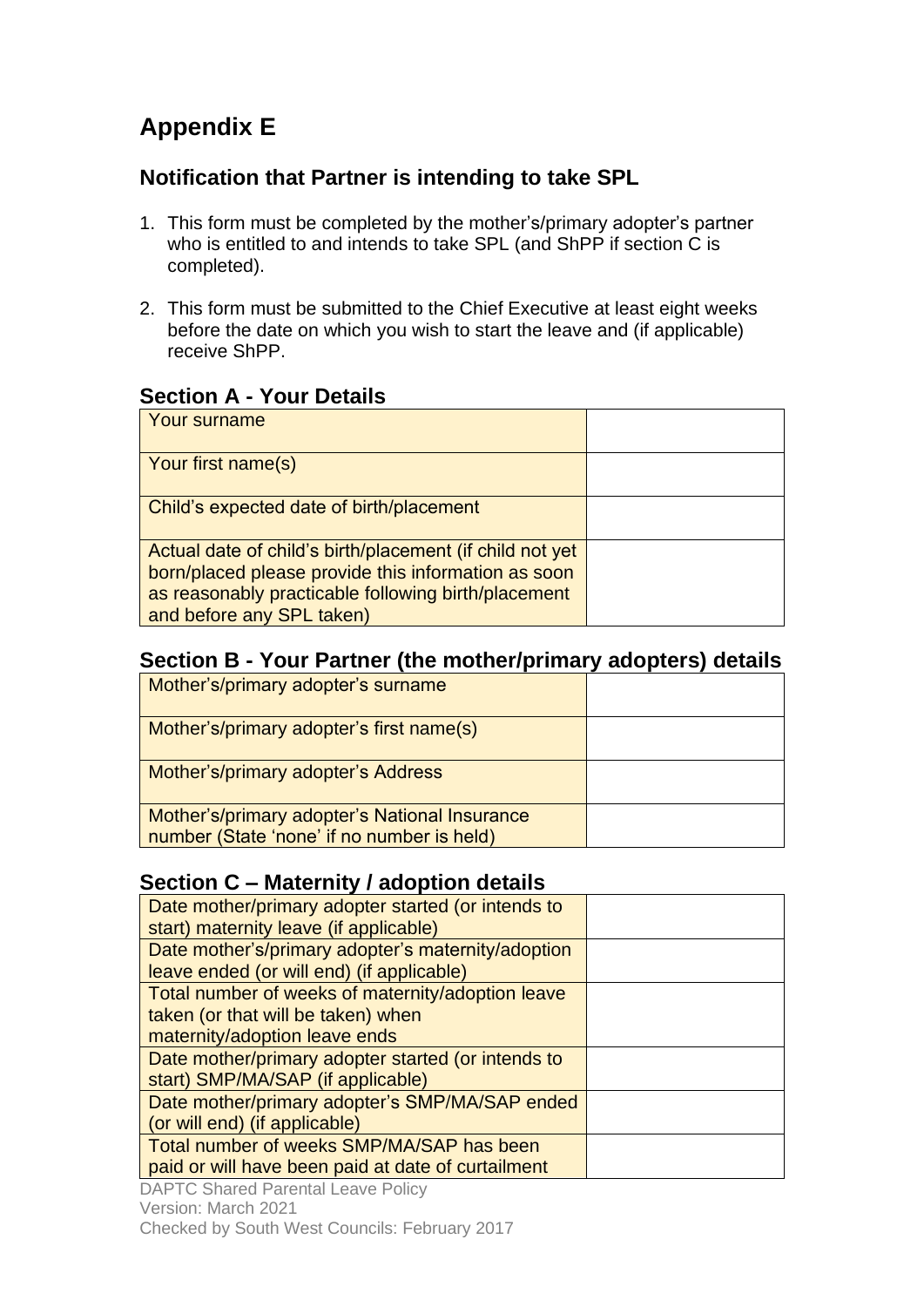# Appendix E

## Notification that Partner is intending to take SPL

1. This form must be completed by the mother's/primary adopter's partner who is entitled to and intends to take SPL (and ShPP if section C is completed).

2. This form must be submitted to the Chief Executive at least eight weeks before the date on which you wish to start the leave and (if applicable) receive ShPP.

### Section A - Your Details

| | |
|---|---|
| Your surname | |
| Your first name(s) | |
| Child's expected date of birth/placement | |
| Actual date of child's birth/placement (if child not yet born/placed please provide this information as soon as reasonably practicable following birth/placement and before any SPL taken) | |

### Section B - Your Partner (the mother/primary adopters) details

| | |
|---|---|
| Mother's/primary adopter's surname | |
| Mother's/primary adopter's first name(s) | |
| Mother's/primary adopter's Address | |
| Mother's/primary adopter's National Insurance number (State 'none' if no number is held) | |

### Section C – Maternity / adoption details

| | |
|---|---|
| Date mother/primary adopter started (or intends to start) maternity leave (if applicable) | |
| Date mother's/primary adopter's maternity/adoption leave ended (or will end) (if applicable) | |
| Total number of weeks of maternity/adoption leave taken (or that will be taken) when maternity/adoption leave ends | |
| Date mother/primary adopter started (or intends to start) SMP/MA/SAP (if applicable) | |
| Date mother/primary adopter's SMP/MA/SAP ended (or will end) (if applicable) | |
| Total number of weeks SMP/MA/SAP has been paid or will have been paid at date of curtailment | |

DAPTC Shared Parental Leave Policy
Version: March 2021
Checked by South West Councils: February 2017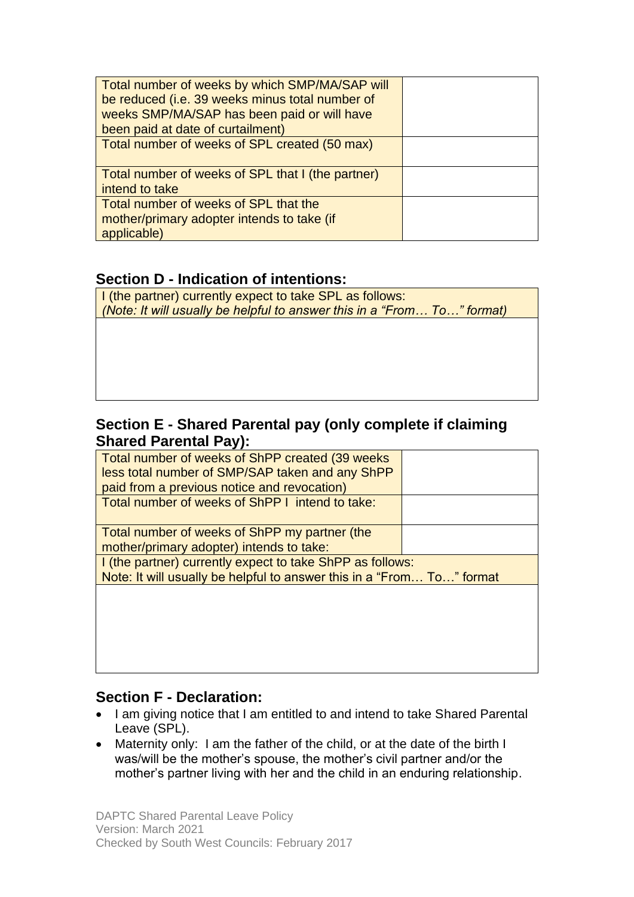| | |
|---|---|
| Total number of weeks by which SMP/MA/SAP will be reduced (i.e. 39 weeks minus total number of weeks SMP/MA/SAP has been paid or will have been paid at date of curtailment) | |
| Total number of weeks of SPL created (50 max) | |
| Total number of weeks of SPL that I (the partner) intend to take | |
| Total number of weeks of SPL that the mother/primary adopter intends to take (if applicable) | |

## Section D - Indication of intentions:

| I (the partner) currently expect to take SPL as follows:<br>*(Note: It will usually be helpful to answer this in a "From… To…" format)* |
|---|
| |

## Section E - Shared Parental pay (only complete if claiming Shared Parental Pay):

| | |
|---|---|
| Total number of weeks of ShPP created (39 weeks less total number of SMP/SAP taken and any ShPP paid from a previous notice and revocation) | |
| Total number of weeks of ShPP I intend to take: | |
| Total number of weeks of ShPP my partner (the mother/primary adopter) intends to take: | |
| I (the partner) currently expect to take ShPP as follows:<br>Note: It will usually be helpful to answer this in a "From… To…" format | |
| | |

## Section F - Declaration:

- I am giving notice that I am entitled to and intend to take Shared Parental Leave (SPL).
- Maternity only: I am the father of the child, or at the date of the birth I was/will be the mother's spouse, the mother's civil partner and/or the mother's partner living with her and the child in an enduring relationship.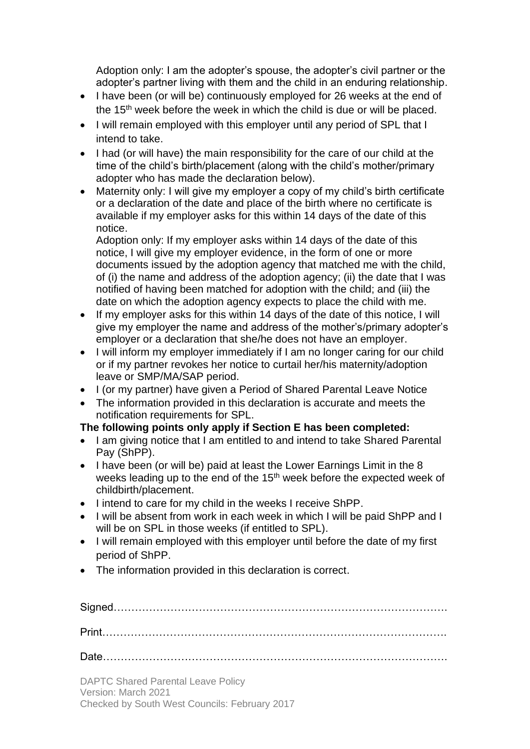Adoption only: I am the adopter's spouse, the adopter's civil partner or the adopter's partner living with them and the child in an enduring relationship.

- I have been (or will be) continuously employed for 26 weeks at the end of the 15th week before the week in which the child is due or will be placed.
- I will remain employed with this employer until any period of SPL that I intend to take.
- I had (or will have) the main responsibility for the care of our child at the time of the child's birth/placement (along with the child's mother/primary adopter who has made the declaration below).
- Maternity only: I will give my employer a copy of my child's birth certificate or a declaration of the date and place of the birth where no certificate is available if my employer asks for this within 14 days of the date of this notice.

  Adoption only: If my employer asks within 14 days of the date of this notice, I will give my employer evidence, in the form of one or more documents issued by the adoption agency that matched me with the child, of (i) the name and address of the adoption agency; (ii) the date that I was notified of having been matched for adoption with the child; and (iii) the date on which the adoption agency expects to place the child with me.
- If my employer asks for this within 14 days of the date of this notice, I will give my employer the name and address of the mother's/primary adopter's employer or a declaration that she/he does not have an employer.
- I will inform my employer immediately if I am no longer caring for our child or if my partner revokes her notice to curtail her/his maternity/adoption leave or SMP/MA/SAP period.
- I (or my partner) have given a Period of Shared Parental Leave Notice
- The information provided in this declaration is accurate and meets the notification requirements for SPL.

**The following points only apply if Section E has been completed:**

- I am giving notice that I am entitled to and intend to take Shared Parental Pay (ShPP).
- I have been (or will be) paid at least the Lower Earnings Limit in the 8 weeks leading up to the end of the 15th week before the expected week of childbirth/placement.
- I intend to care for my child in the weeks I receive ShPP.
- I will be absent from work in each week in which I will be paid ShPP and I will be on SPL in those weeks (if entitled to SPL).
- I will remain employed with this employer until before the date of my first period of ShPP.
- The information provided in this declaration is correct.

Signed……………………………………………………………………………….

Print………………………………………………………………………………….

Date………………………………………………………………………………….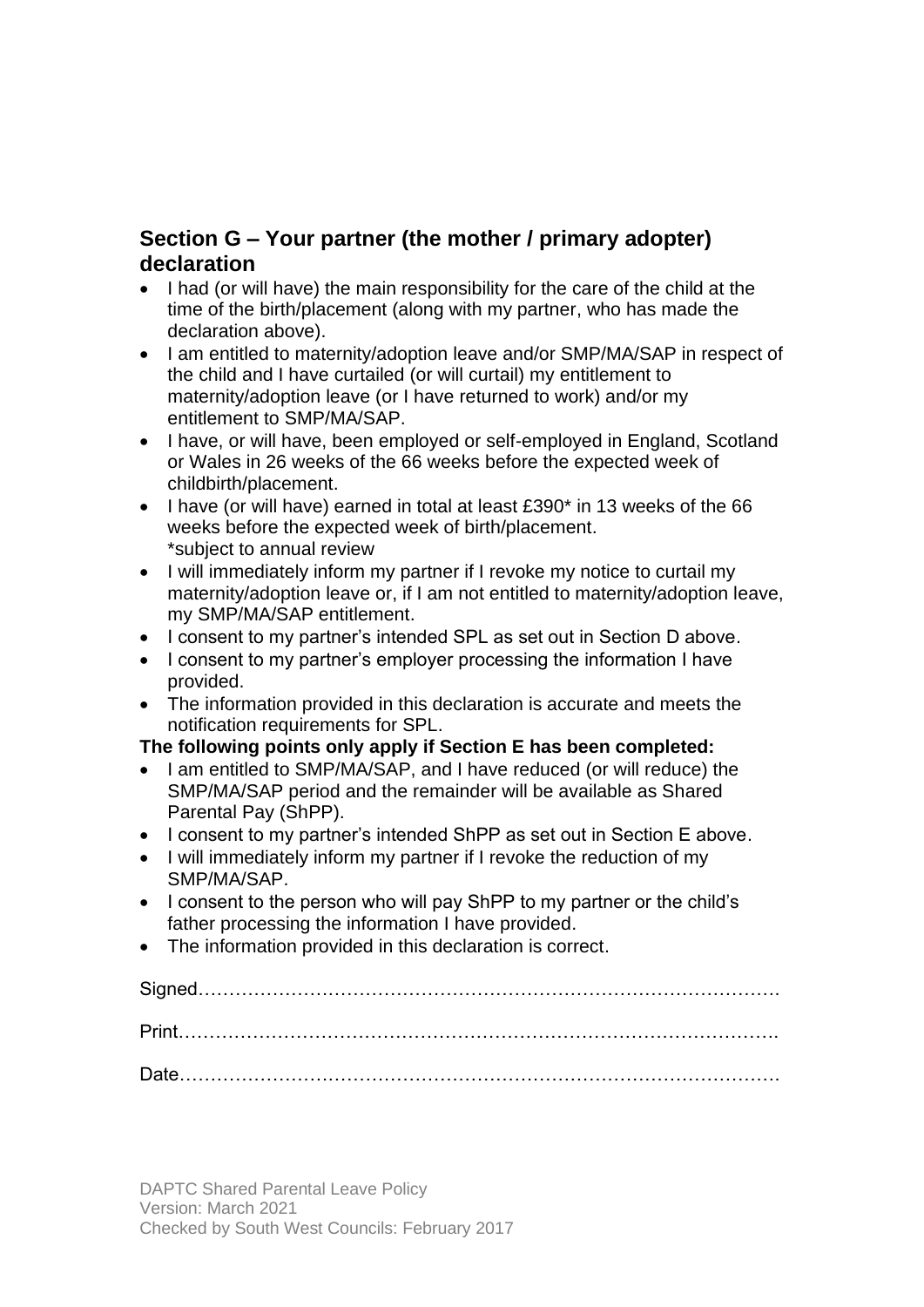## Section G – Your partner (the mother / primary adopter) declaration

- I had (or will have) the main responsibility for the care of the child at the time of the birth/placement (along with my partner, who has made the declaration above).
- I am entitled to maternity/adoption leave and/or SMP/MA/SAP in respect of the child and I have curtailed (or will curtail) my entitlement to maternity/adoption leave (or I have returned to work) and/or my entitlement to SMP/MA/SAP.
- I have, or will have, been employed or self-employed in England, Scotland or Wales in 26 weeks of the 66 weeks before the expected week of childbirth/placement.
- I have (or will have) earned in total at least £390* in 13 weeks of the 66 weeks before the expected week of birth/placement.
  *subject to annual review
- I will immediately inform my partner if I revoke my notice to curtail my maternity/adoption leave or, if I am not entitled to maternity/adoption leave, my SMP/MA/SAP entitlement.
- I consent to my partner's intended SPL as set out in Section D above.
- I consent to my partner's employer processing the information I have provided.
- The information provided in this declaration is accurate and meets the notification requirements for SPL.

**The following points only apply if Section E has been completed:**

- I am entitled to SMP/MA/SAP, and I have reduced (or will reduce) the SMP/MA/SAP period and the remainder will be available as Shared Parental Pay (ShPP).
- I consent to my partner's intended ShPP as set out in Section E above.
- I will immediately inform my partner if I revoke the reduction of my SMP/MA/SAP.
- I consent to the person who will pay ShPP to my partner or the child's father processing the information I have provided.
- The information provided in this declaration is correct.

Signed……………………………………………………………………………………

Print……………………………………………………………………………………….

Date……………………………………………………………………………………….

DAPTC Shared Parental Leave Policy
Version: March 2021
Checked by South West Councils: February 2017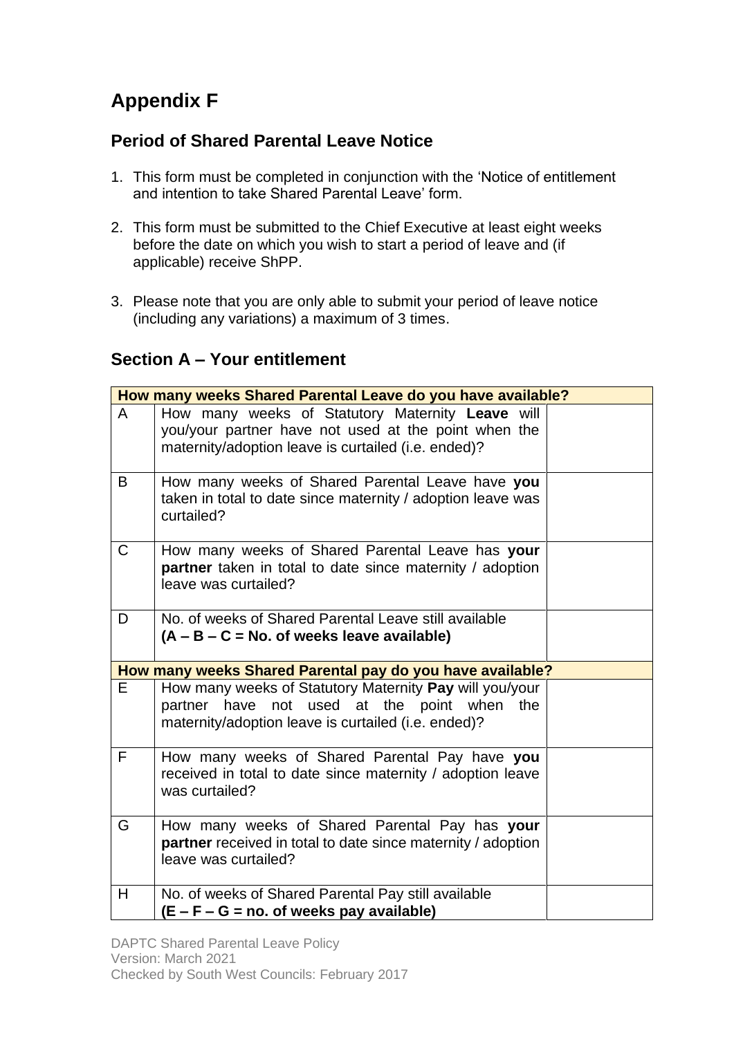# Appendix F

## Period of Shared Parental Leave Notice

1. This form must be completed in conjunction with the 'Notice of entitlement and intention to take Shared Parental Leave' form.

2. This form must be submitted to the Chief Executive at least eight weeks before the date on which you wish to start a period of leave and (if applicable) receive ShPP.

3. Please note that you are only able to submit your period of leave notice (including any variations) a maximum of 3 times.

## Section A – Your entitlement

| **How many weeks Shared Parental Leave do you have available?** | | |
|---|---|---|
| A | How many weeks of Statutory Maternity **Leave** will you/your partner have not used at the point when the maternity/adoption leave is curtailed (i.e. ended)? | |
| B | How many weeks of Shared Parental Leave have **you** taken in total to date since maternity / adoption leave was curtailed? | |
| C | How many weeks of Shared Parental Leave has **your partner** taken in total to date since maternity / adoption leave was curtailed? | |
| D | No. of weeks of Shared Parental Leave still available **(A – B – C = No. of weeks leave available)** | |
| **How many weeks Shared Parental pay do you have available?** | | |
| E | How many weeks of Statutory Maternity **Pay** will you/your partner have not used at the point when the maternity/adoption leave is curtailed (i.e. ended)? | |
| F | How many weeks of Shared Parental Pay have **you** received in total to date since maternity / adoption leave was curtailed? | |
| G | How many weeks of Shared Parental Pay has **your partner** received in total to date since maternity / adoption leave was curtailed? | |
| H | No. of weeks of Shared Parental Pay still available **(E – F – G = no. of weeks pay available)** | |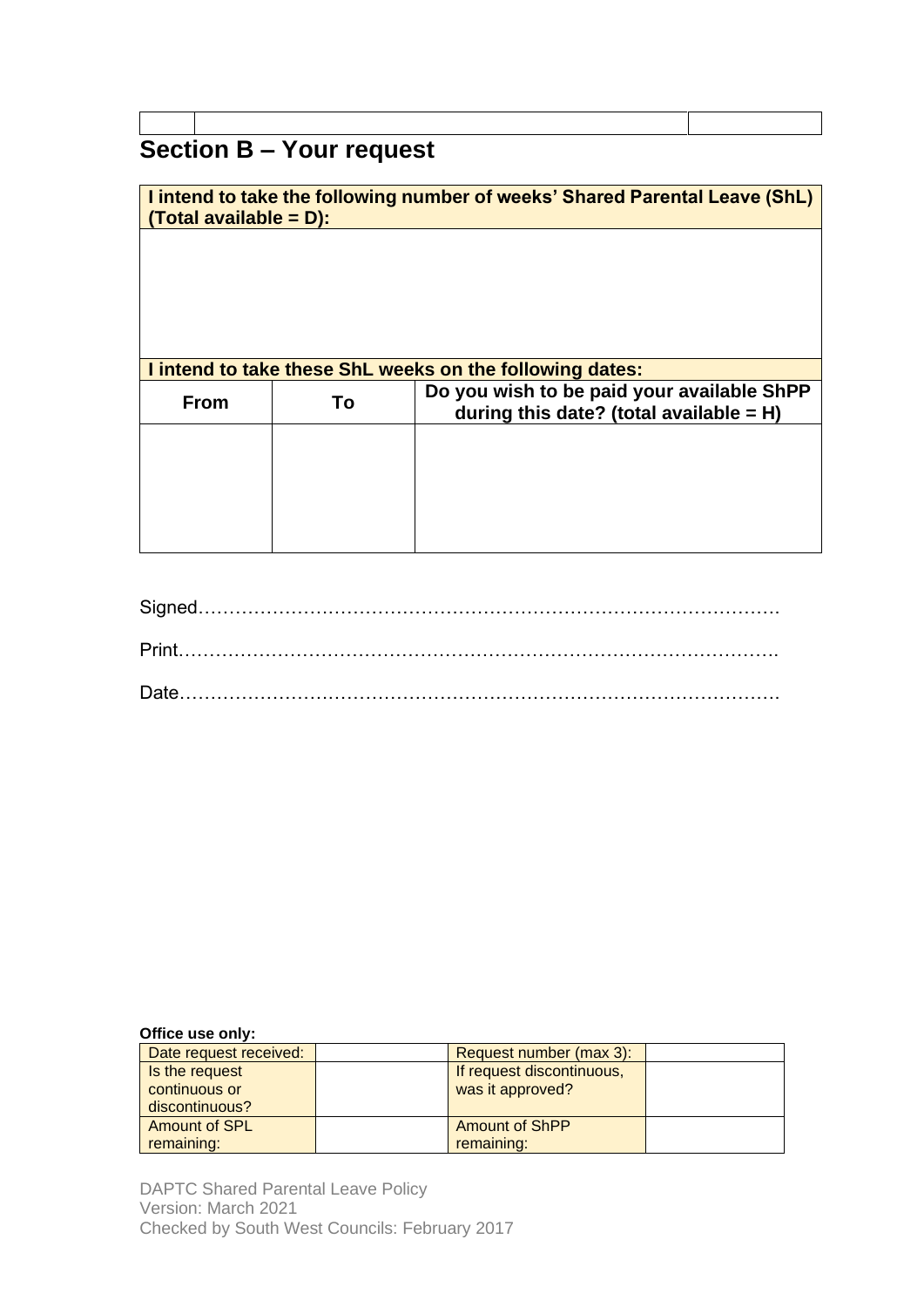| | | |
|---|---|---|

## Section B – Your request

| I intend to take the following number of weeks' Shared Parental Leave (ShL) (Total available = D): | | |
|---|---|---|
| | | |
| **I intend to take these ShL weeks on the following dates:** | | |
| **From** | **To** | **Do you wish to be paid your available ShPP during this date? (total available = H)** |
| | | |

Signed…………………………………………………………………………………

Print……………………………………………………………………………………

Date……………………………………………………………………………………

**Office use only:**

| Date request received: | | Request number (max 3): | |
|---|---|---|---|
| Is the request continuous or discontinuous? | | If request discontinuous, was it approved? | |
| Amount of SPL remaining: | | Amount of ShPP remaining: | |

DAPTC Shared Parental Leave Policy
Version: March 2021
Checked by South West Councils: February 2017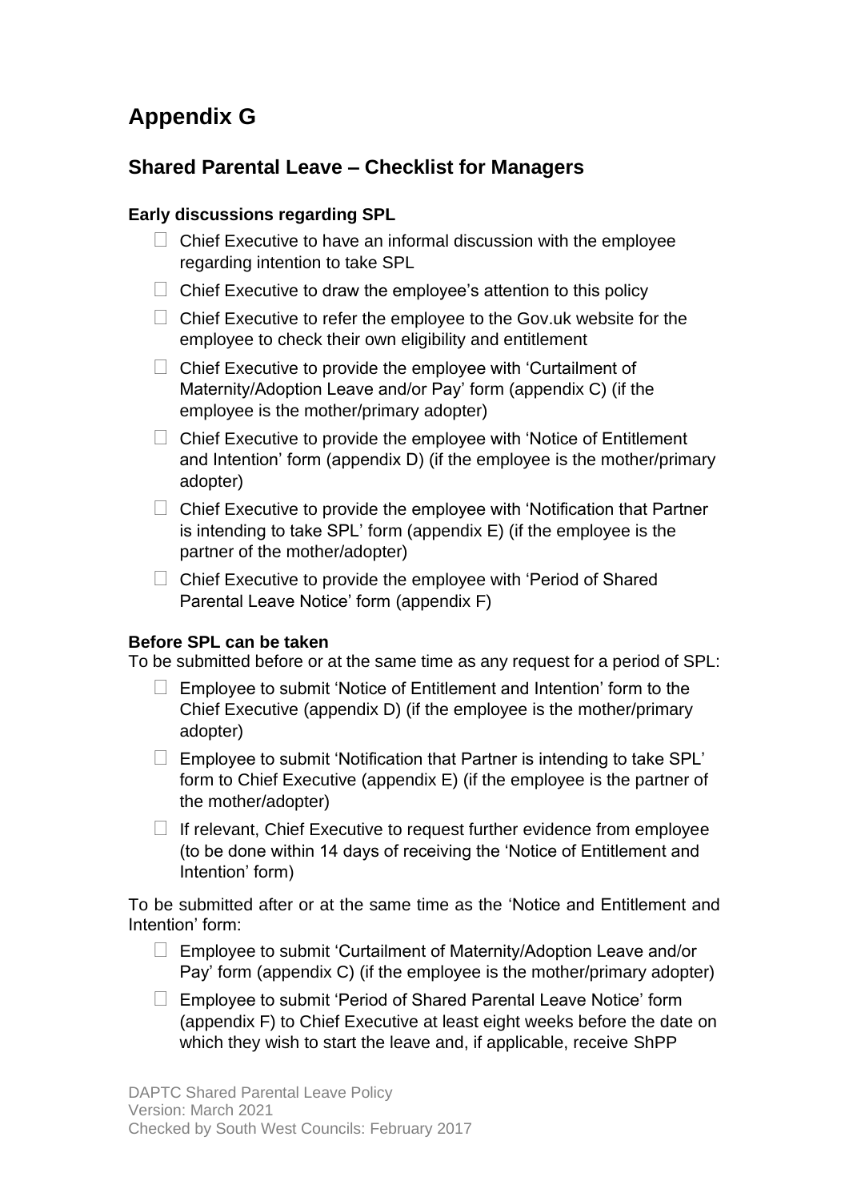# Appendix G

## Shared Parental Leave – Checklist for Managers

### Early discussions regarding SPL

- ☐ Chief Executive to have an informal discussion with the employee regarding intention to take SPL
- ☐ Chief Executive to draw the employee's attention to this policy
- ☐ Chief Executive to refer the employee to the Gov.uk website for the employee to check their own eligibility and entitlement
- ☐ Chief Executive to provide the employee with 'Curtailment of Maternity/Adoption Leave and/or Pay' form (appendix C) (if the employee is the mother/primary adopter)
- ☐ Chief Executive to provide the employee with 'Notice of Entitlement and Intention' form (appendix D) (if the employee is the mother/primary adopter)
- ☐ Chief Executive to provide the employee with 'Notification that Partner is intending to take SPL' form (appendix E) (if the employee is the partner of the mother/adopter)
- ☐ Chief Executive to provide the employee with 'Period of Shared Parental Leave Notice' form (appendix F)

### Before SPL can be taken

To be submitted before or at the same time as any request for a period of SPL:

- ☐ Employee to submit 'Notice of Entitlement and Intention' form to the Chief Executive (appendix D) (if the employee is the mother/primary adopter)
- ☐ Employee to submit 'Notification that Partner is intending to take SPL' form to Chief Executive (appendix E) (if the employee is the partner of the mother/adopter)
- ☐ If relevant, Chief Executive to request further evidence from employee (to be done within 14 days of receiving the 'Notice of Entitlement and Intention' form)

To be submitted after or at the same time as the 'Notice and Entitlement and Intention' form:

- ☐ Employee to submit 'Curtailment of Maternity/Adoption Leave and/or Pay' form (appendix C) (if the employee is the mother/primary adopter)
- ☐ Employee to submit 'Period of Shared Parental Leave Notice' form (appendix F) to Chief Executive at least eight weeks before the date on which they wish to start the leave and, if applicable, receive ShPP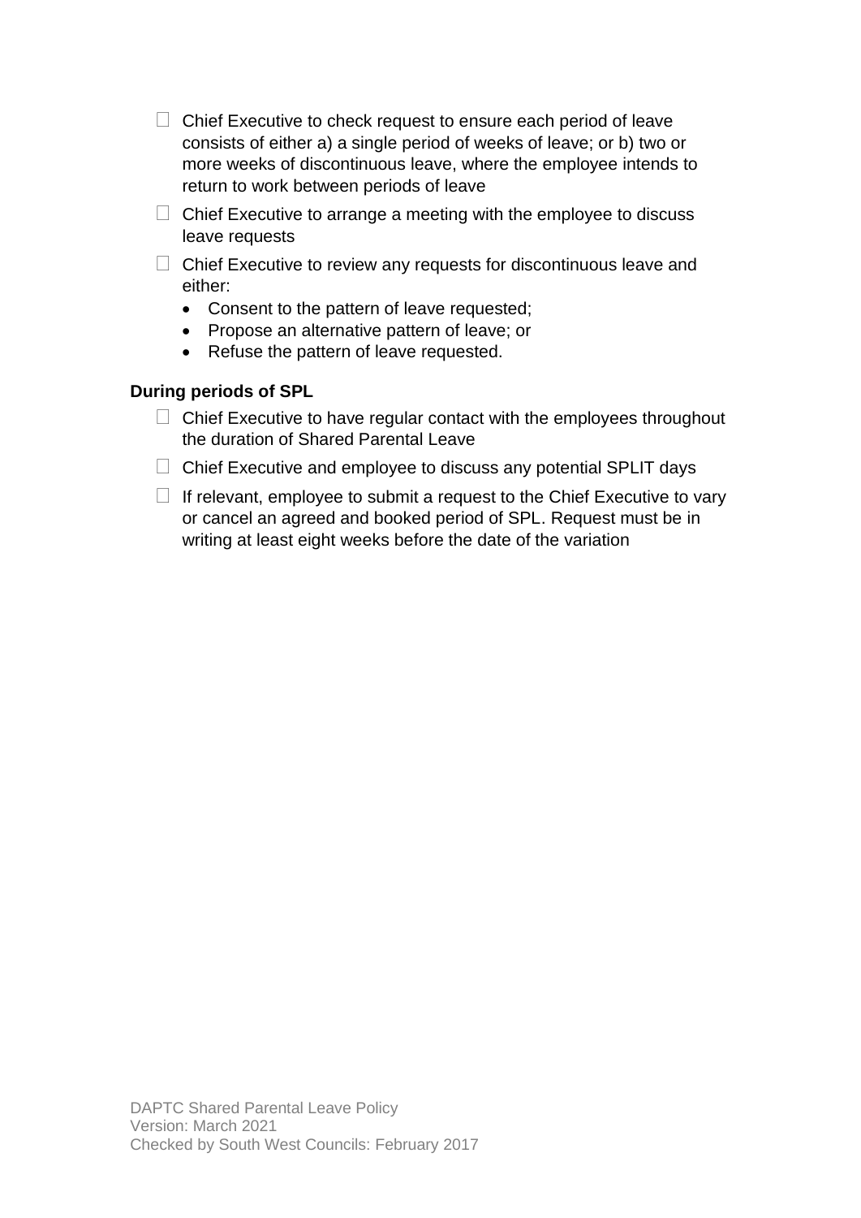- ☐ Chief Executive to check request to ensure each period of leave consists of either a) a single period of weeks of leave; or b) two or more weeks of discontinuous leave, where the employee intends to return to work between periods of leave
- ☐ Chief Executive to arrange a meeting with the employee to discuss leave requests
- ☐ Chief Executive to review any requests for discontinuous leave and either:
  - Consent to the pattern of leave requested;
  - Propose an alternative pattern of leave; or
  - Refuse the pattern of leave requested.

**During periods of SPL**

- ☐ Chief Executive to have regular contact with the employees throughout the duration of Shared Parental Leave
- ☐ Chief Executive and employee to discuss any potential SPLIT days
- ☐ If relevant, employee to submit a request to the Chief Executive to vary or cancel an agreed and booked period of SPL. Request must be in writing at least eight weeks before the date of the variation